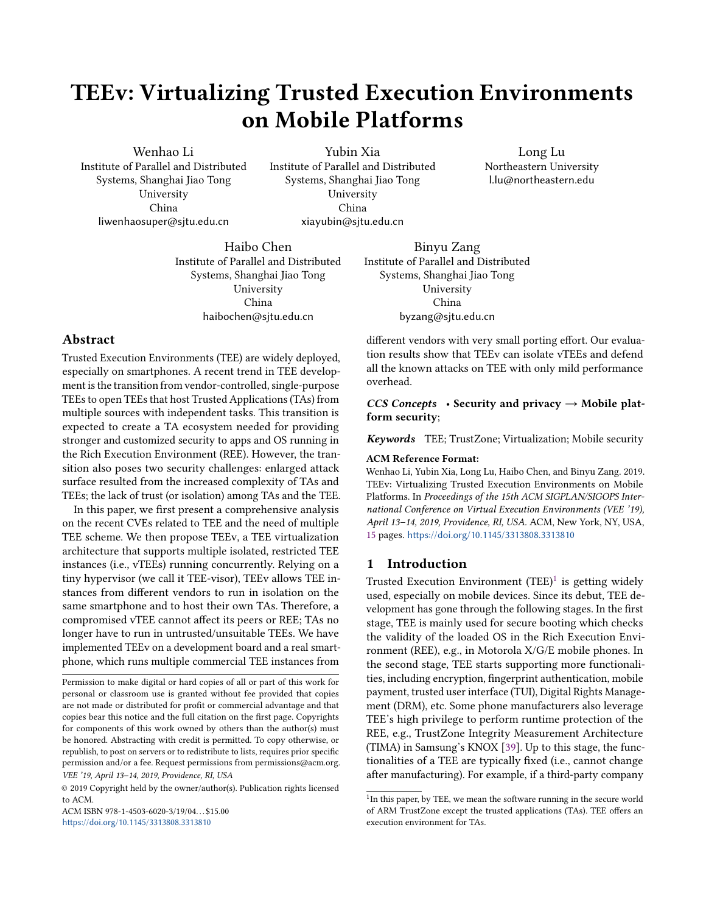# TEEv: Virtualizing Trusted Execution Environments on Mobile Platforms

Wenhao Li
Institute of Parallel and Distributed Systems, Shanghai Jiao Tong University
China
liwenhaosuper@sjtu.edu.cn

Yubin Xia
Institute of Parallel and Distributed Systems, Shanghai Jiao Tong University
China
xiayubin@sjtu.edu.cn

Long Lu
Northeastern University
l.lu@northeastern.edu

Haibo Chen
Institute of Parallel and Distributed Systems, Shanghai Jiao Tong University
China
haibochen@sjtu.edu.cn

Binyu Zang
Institute of Parallel and Distributed Systems, Shanghai Jiao Tong University
China
byzang@sjtu.edu.cn

## Abstract

Trusted Execution Environments (TEE) are widely deployed, especially on smartphones. A recent trend in TEE development is the transition from vendor-controlled, single-purpose TEEs to open TEEs that host Trusted Applications (TAs) from multiple sources with independent tasks. This transition is expected to create a TA ecosystem needed for providing stronger and customized security to apps and OS running in the Rich Execution Environment (REE). However, the transition also poses two security challenges: enlarged attack surface resulted from the increased complexity of TAs and TEEs; the lack of trust (or isolation) among TAs and the TEE.

In this paper, we first present a comprehensive analysis on the recent CVEs related to TEE and the need of multiple TEE scheme. We then propose TEEv, a TEE virtualization architecture that supports multiple isolated, restricted TEE instances (i.e., vTEEs) running concurrently. Relying on a tiny hypervisor (we call it TEE-visor), TEEv allows TEE instances from different vendors to run in isolation on the same smartphone and to host their own TAs. Therefore, a compromised vTEE cannot affect its peers or REE; TAs no longer have to run in untrusted/unsuitable TEEs. We have implemented TEEv on a development board and a real smartphone, which runs multiple commercial TEE instances from different vendors with very small porting effort. Our evaluation results show that TEEv can isolate vTEEs and defend all the known attacks on TEE with only mild performance overhead.

*CCS Concepts* • **Security and privacy → Mobile platform security**;

*Keywords* TEE; TrustZone; Virtualization; Mobile security

**ACM Reference Format:**
Wenhao Li, Yubin Xia, Long Lu, Haibo Chen, and Binyu Zang. 2019. TEEv: Virtualizing Trusted Execution Environments on Mobile Platforms. In *Proceedings of the 15th ACM SIGPLAN/SIGOPS International Conference on Virtual Execution Environments (VEE '19), April 13–14, 2019, Providence, RI, USA.* ACM, New York, NY, USA, 15 pages. https://doi.org/10.1145/3313808.3313810

Permission to make digital or hard copies of all or part of this work for personal or classroom use is granted without fee provided that copies are not made or distributed for profit or commercial advantage and that copies bear this notice and the full citation on the first page. Copyrights for components of this work owned by others than the author(s) must be honored. Abstracting with credit is permitted. To copy otherwise, or republish, to post on servers or to redistribute to lists, requires prior specific permission and/or a fee. Request permissions from permissions@acm.org.
*VEE '19, April 13–14, 2019, Providence, RI, USA*
© 2019 Copyright held by the owner/author(s). Publication rights licensed to ACM.
ACM ISBN 978-1-4503-6020-3/19/04…$15.00
https://doi.org/10.1145/3313808.3313810

## 1 Introduction

Trusted Execution Environment (TEE)[1] is getting widely used, especially on mobile devices. Since its debut, TEE development has gone through the following stages. In the first stage, TEE is mainly used for secure booting which checks the validity of the loaded OS in the Rich Execution Environment (REE), e.g., in Motorola X/G/E mobile phones. In the second stage, TEE starts supporting more functionalities, including encryption, fingerprint authentication, mobile payment, trusted user interface (TUI), Digital Rights Management (DRM), etc. Some phone manufacturers also leverage TEE's high privilege to perform runtime protection of the REE, e.g., TrustZone Integrity Measurement Architecture (TIMA) in Samsung's KNOX [39]. Up to this stage, the functionalities of a TEE are typically fixed (i.e., cannot change after manufacturing). For example, if a third-party company

[1] In this paper, by TEE, we mean the software running in the secure world of ARM TrustZone except the trusted applications (TAs). TEE offers an execution environment for TAs.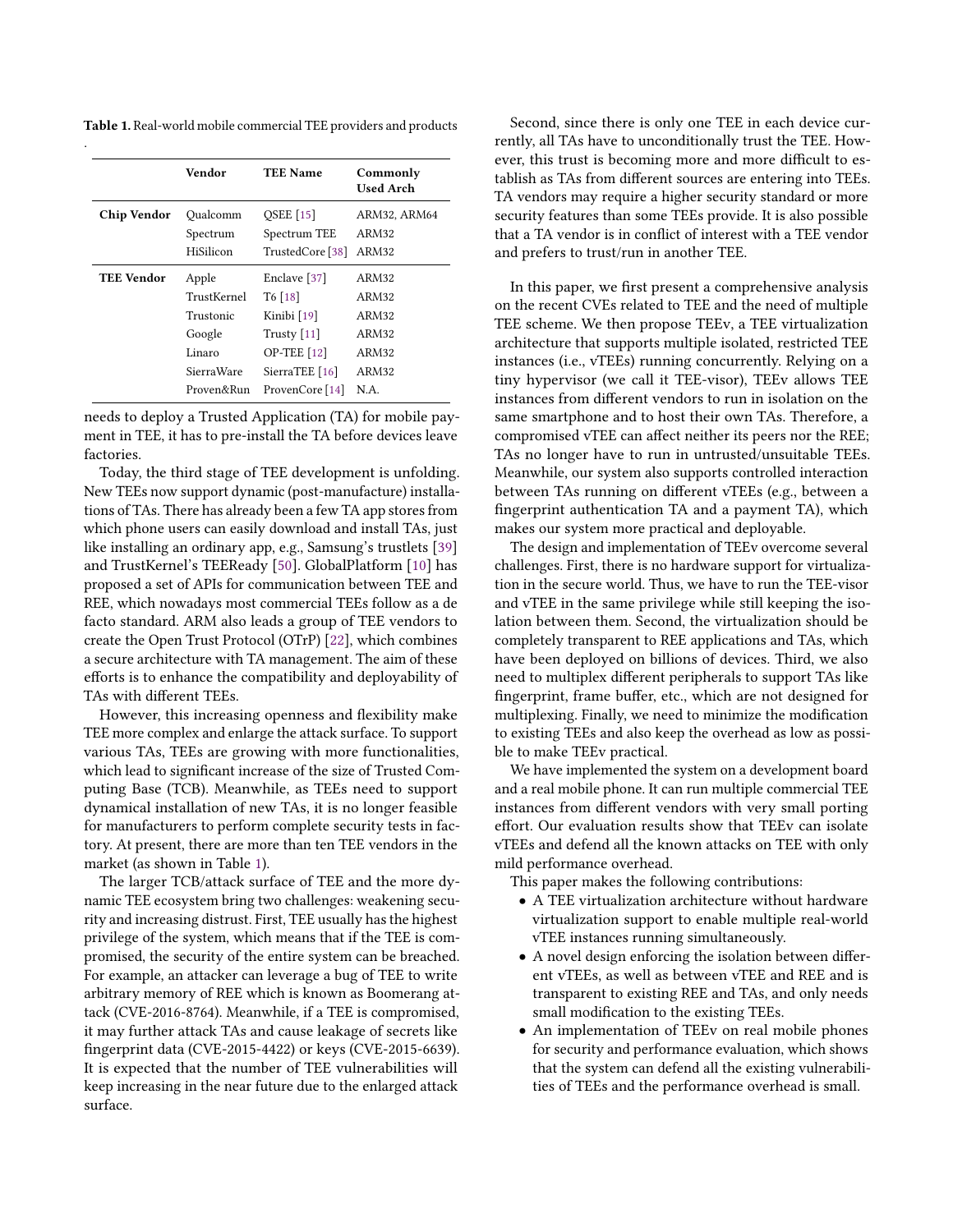Table 1. Real-world mobile commercial TEE providers and products

.

| | Vendor | TEE Name | Commonly Used Arch |
|---|---|---|---|
| **Chip Vendor** | Qualcomm | QSEE [15] | ARM32, ARM64 |
| | Spectrum | Spectrum TEE | ARM32 |
| | HiSilicon | TrustedCore [38] | ARM32 |
| **TEE Vendor** | Apple | Enclave [37] | ARM32 |
| | TrustKernel | T6 [18] | ARM32 |
| | Trustonic | Kinibi [19] | ARM32 |
| | Google | Trusty [11] | ARM32 |
| | Linaro | OP-TEE [12] | ARM32 |
| | SierraWare | SierraTEE [16] | ARM32 |
| | Proven&Run | ProvenCore [14] | N.A. |

needs to deploy a Trusted Application (TA) for mobile payment in TEE, it has to pre-install the TA before devices leave factories.

Today, the third stage of TEE development is unfolding. New TEEs now support dynamic (post-manufacture) installations of TAs. There has already been a few TA app stores from which phone users can easily download and install TAs, just like installing an ordinary app, e.g., Samsung's trustlets [39] and TrustKernel's TEEReady [50]. GlobalPlatform [10] has proposed a set of APIs for communication between TEE and REE, which nowadays most commercial TEEs follow as a de facto standard. ARM also leads a group of TEE vendors to create the Open Trust Protocol (OTrP) [22], which combines a secure architecture with TA management. The aim of these efforts is to enhance the compatibility and deployability of TAs with different TEEs.

However, this increasing openness and flexibility make TEE more complex and enlarge the attack surface. To support various TAs, TEEs are growing with more functionalities, which lead to significant increase of the size of Trusted Computing Base (TCB). Meanwhile, as TEEs need to support dynamical installation of new TAs, it is no longer feasible for manufacturers to perform complete security tests in factory. At present, there are more than ten TEE vendors in the market (as shown in Table 1).

The larger TCB/attack surface of TEE and the more dynamic TEE ecosystem bring two challenges: weakening security and increasing distrust. First, TEE usually has the highest privilege of the system, which means that if the TEE is compromised, the security of the entire system can be breached. For example, an attacker can leverage a bug of TEE to write arbitrary memory of REE which is known as Boomerang attack (CVE-2016-8764). Meanwhile, if a TEE is compromised, it may further attack TAs and cause leakage of secrets like fingerprint data (CVE-2015-4422) or keys (CVE-2015-6639). It is expected that the number of TEE vulnerabilities will keep increasing in the near future due to the enlarged attack surface.

Second, since there is only one TEE in each device currently, all TAs have to unconditionally trust the TEE. However, this trust is becoming more and more difficult to establish as TAs from different sources are entering into TEEs. TA vendors may require a higher security standard or more security features than some TEEs provide. It is also possible that a TA vendor is in conflict of interest with a TEE vendor and prefers to trust/run in another TEE.

In this paper, we first present a comprehensive analysis on the recent CVEs related to TEE and the need of multiple TEE scheme. We then propose TEEv, a TEE virtualization architecture that supports multiple isolated, restricted TEE instances (i.e., vTEEs) running concurrently. Relying on a tiny hypervisor (we call it TEE-visor), TEEv allows TEE instances from different vendors to run in isolation on the same smartphone and to host their own TAs. Therefore, a compromised vTEE can affect neither its peers nor the REE; TAs no longer have to run in untrusted/unsuitable TEEs. Meanwhile, our system also supports controlled interaction between TAs running on different vTEEs (e.g., between a fingerprint authentication TA and a payment TA), which makes our system more practical and deployable.

The design and implementation of TEEv overcome several challenges. First, there is no hardware support for virtualization in the secure world. Thus, we have to run the TEE-visor and vTEE in the same privilege while still keeping the isolation between them. Second, the virtualization should be completely transparent to REE applications and TAs, which have been deployed on billions of devices. Third, we also need to multiplex different peripherals to support TAs like fingerprint, frame buffer, etc., which are not designed for multiplexing. Finally, we need to minimize the modification to existing TEEs and also keep the overhead as low as possible to make TEEv practical.

We have implemented the system on a development board and a real mobile phone. It can run multiple commercial TEE instances from different vendors with very small porting effort. Our evaluation results show that TEEv can isolate vTEEs and defend all the known attacks on TEE with only mild performance overhead.

This paper makes the following contributions:

- A TEE virtualization architecture without hardware virtualization support to enable multiple real-world vTEE instances running simultaneously.
- A novel design enforcing the isolation between different vTEEs, as well as between vTEE and REE and is transparent to existing REE and TAs, and only needs small modification to the existing TEEs.
- An implementation of TEEv on real mobile phones for security and performance evaluation, which shows that the system can defend all the existing vulnerabilities of TEEs and the performance overhead is small.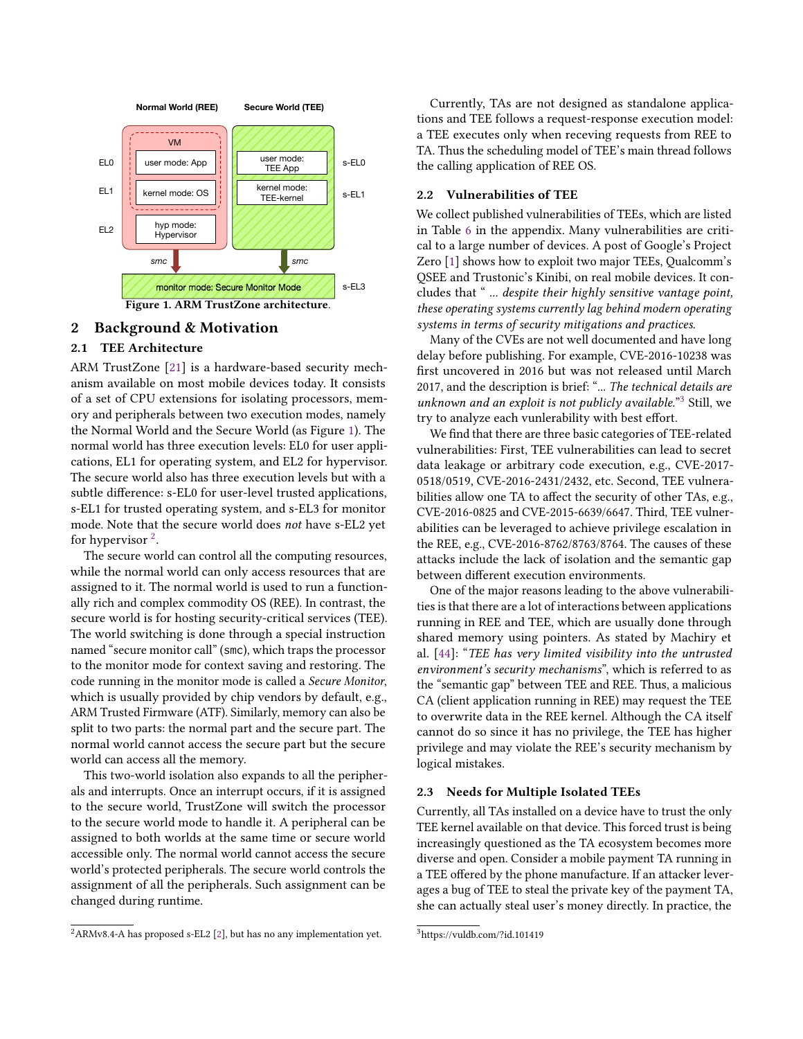Figure 1. ARM TrustZone architecture.

## 2 Background & Motivation

### 2.1 TEE Architecture

ARM TrustZone [21] is a hardware-based security mechanism available on most mobile devices today. It consists of a set of CPU extensions for isolating processors, memory and peripherals between two execution modes, namely the Normal World and the Secure World (as Figure 1). The normal world has three execution levels: EL0 for user applications, EL1 for operating system, and EL2 for hypervisor. The secure world also has three execution levels but with a subtle difference: s-EL0 for user-level trusted applications, s-EL1 for trusted operating system, and s-EL3 for monitor mode. Note that the secure world does *not* have s-EL2 yet for hypervisor [2].

The secure world can control all the computing resources, while the normal world can only access resources that are assigned to it. The normal world is used to run a functionally rich and complex commodity OS (REE). In contrast, the secure world is for hosting security-critical services (TEE). The world switching is done through a special instruction named "secure monitor call" (smc), which traps the processor to the monitor mode for context saving and restoring. The code running in the monitor mode is called a *Secure Monitor*, which is usually provided by chip vendors by default, e.g., ARM Trusted Firmware (ATF). Similarly, memory can also be split to two parts: the normal part and the secure part. The normal world cannot access the secure part but the secure world can access all the memory.

This two-world isolation also expands to all the peripherals and interrupts. Once an interrupt occurs, if it is assigned to the secure world, TrustZone will switch the processor to the secure world mode to handle it. A peripheral can be assigned to both worlds at the same time or secure world accessible only. The normal world cannot access the secure world's protected peripherals. The secure world controls the assignment of all the peripherals. Such assignment can be changed during runtime.

[2] ARMv8.4-A has proposed s-EL2 [2], but has no any implementation yet.

Currently, TAs are not designed as standalone applications and TEE follows a request-response execution model: a TEE executes only when receving requests from REE to TA. Thus the scheduling model of TEE's main thread follows the calling application of REE OS.

### 2.2 Vulnerabilities of TEE

We collect published vulnerabilities of TEEs, which are listed in Table 6 in the appendix. Many vulnerabilities are critical to a large number of devices. A post of Google's Project Zero [1] shows how to exploit two major TEEs, Qualcomm's QSEE and Trustonic's Kinibi, on real mobile devices. It concludes that " *... despite their highly sensitive vantage point, these operating systems currently lag behind modern operating systems in terms of security mitigations and practices.*

Many of the CVEs are not well documented and have long delay before publishing. For example, CVE-2016-10238 was first uncovered in 2016 but was not released until March 2017, and the description is brief: "*... The technical details are unknown and an exploit is not publicly available.*"[3] Still, we try to analyze each vunlerability with best effort.

We find that there are three basic categories of TEE-related vulnerabilities: First, TEE vulnerabilities can lead to secret data leakage or arbitrary code execution, e.g., CVE-2017-0518/0519, CVE-2016-2431/2432, etc. Second, TEE vulnerabilities allow one TA to affect the security of other TAs, e.g., CVE-2016-0825 and CVE-2015-6639/6647. Third, TEE vulnerabilities can be leveraged to achieve privilege escalation in the REE, e.g., CVE-2016-8762/8763/8764. The causes of these attacks include the lack of isolation and the semantic gap between different execution environments.

One of the major reasons leading to the above vulnerabilities is that there are a lot of interactions between applications running in REE and TEE, which are usually done through shared memory using pointers. As stated by Machiry et al. [44]: "*TEE has very limited visibility into the untrusted environment's security mechanisms*", which is referred to as the "semantic gap" between TEE and REE. Thus, a malicious CA (client application running in REE) may request the TEE to overwrite data in the REE kernel. Although the CA itself cannot do so since it has no privilege, the TEE has higher privilege and may violate the REE's security mechanism by logical mistakes.

### 2.3 Needs for Multiple Isolated TEEs

Currently, all TAs installed on a device have to trust the only TEE kernel available on that device. This forced trust is being increasingly questioned as the TA ecosystem becomes more diverse and open. Consider a mobile payment TA running in a TEE offered by the phone manufacture. If an attacker leverages a bug of TEE to steal the private key of the payment TA, she can actually steal user's money directly. In practice, the

[3] https://vuldb.com/?id.101419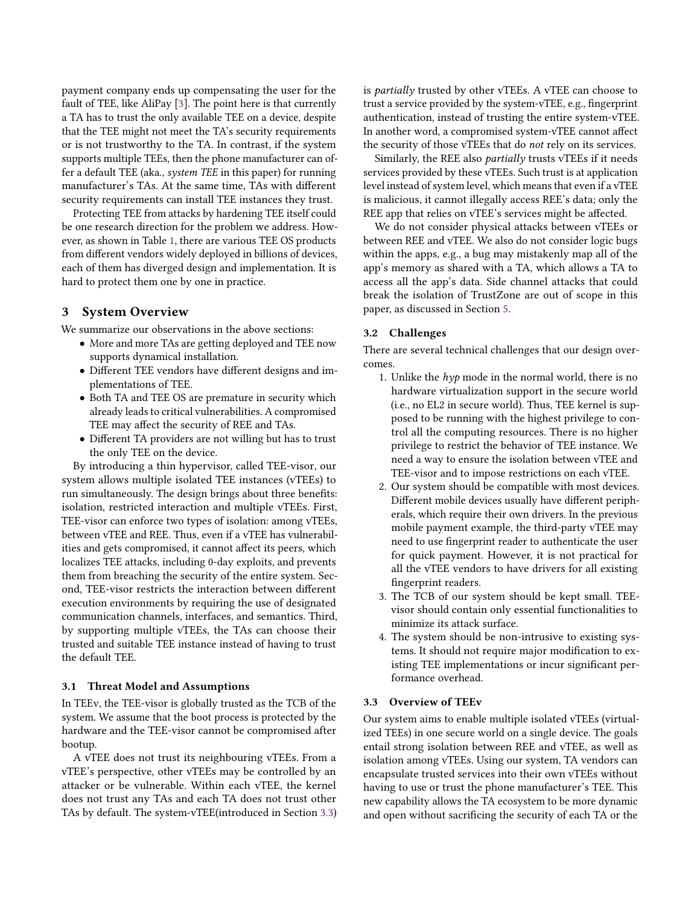payment company ends up compensating the user for the fault of TEE, like AliPay [3]. The point here is that currently a TA has to trust the only available TEE on a device, despite that the TEE might not meet the TA's security requirements or is not trustworthy to the TA. In contrast, if the system supports multiple TEEs, then the phone manufacturer can offer a default TEE (aka., *system TEE* in this paper) for running manufacturer's TAs. At the same time, TAs with different security requirements can install TEE instances they trust.

Protecting TEE from attacks by hardening TEE itself could be one research direction for the problem we address. However, as shown in Table 1, there are various TEE OS products from different vendors widely deployed in billions of devices, each of them has diverged design and implementation. It is hard to protect them one by one in practice.

## 3 System Overview

We summarize our observations in the above sections:

- More and more TAs are getting deployed and TEE now supports dynamical installation.
- Different TEE vendors have different designs and implementations of TEE.
- Both TA and TEE OS are premature in security which already leads to critical vulnerabilities. A compromised TEE may affect the security of REE and TAs.
- Different TA providers are not willing but has to trust the only TEE on the device.

By introducing a thin hypervisor, called TEE-visor, our system allows multiple isolated TEE instances (vTEEs) to run simultaneously. The design brings about three benefits: isolation, restricted interaction and multiple vTEEs. First, TEE-visor can enforce two types of isolation: among vTEEs, between vTEE and REE. Thus, even if a vTEE has vulnerabilities and gets compromised, it cannot affect its peers, which localizes TEE attacks, including 0-day exploits, and prevents them from breaching the security of the entire system. Second, TEE-visor restricts the interaction between different execution environments by requiring the use of designated communication channels, interfaces, and semantics. Third, by supporting multiple vTEEs, the TAs can choose their trusted and suitable TEE instance instead of having to trust the default TEE.

### 3.1 Threat Model and Assumptions

In TEEv, the TEE-visor is globally trusted as the TCB of the system. We assume that the boot process is protected by the hardware and the TEE-visor cannot be compromised after bootup.

A vTEE does not trust its neighbouring vTEEs. From a vTEE's perspective, other vTEEs may be controlled by an attacker or be vulnerable. Within each vTEE, the kernel does not trust any TAs and each TA does not trust other TAs by default. The system-vTEE(introduced in Section 3.3) is *partially* trusted by other vTEEs. A vTEE can choose to trust a service provided by the system-vTEE, e.g., fingerprint authentication, instead of trusting the entire system-vTEE. In another word, a compromised system-vTEE cannot affect the security of those vTEEs that do *not* rely on its services.

Similarly, the REE also *partially* trusts vTEEs if it needs services provided by these vTEEs. Such trust is at application level instead of system level, which means that even if a vTEE is malicious, it cannot illegally access REE's data; only the REE app that relies on vTEE's services might be affected.

We do not consider physical attacks between vTEEs or between REE and vTEE. We also do not consider logic bugs within the apps, e.g., a bug may mistakenly map all of the app's memory as shared with a TA, which allows a TA to access all the app's data. Side channel attacks that could break the isolation of TrustZone are out of scope in this paper, as discussed in Section 5.

### 3.2 Challenges

There are several technical challenges that our design overcomes.

1. Unlike the *hyp* mode in the normal world, there is no hardware virtualization support in the secure world (i.e., no EL2 in secure world). Thus, TEE kernel is supposed to be running with the highest privilege to control all the computing resources. There is no higher privilege to restrict the behavior of TEE instance. We need a way to ensure the isolation between vTEE and TEE-visor and to impose restrictions on each vTEE.
2. Our system should be compatible with most devices. Different mobile devices usually have different peripherals, which require their own drivers. In the previous mobile payment example, the third-party vTEE may need to use fingerprint reader to authenticate the user for quick payment. However, it is not practical for all the vTEE vendors to have drivers for all existing fingerprint readers.
3. The TCB of our system should be kept small. TEE-visor should contain only essential functionalities to minimize its attack surface.
4. The system should be non-intrusive to existing systems. It should not require major modification to existing TEE implementations or incur significant performance overhead.

### 3.3 Overview of TEEv

Our system aims to enable multiple isolated vTEEs (virtualized TEEs) in one secure world on a single device. The goals entail strong isolation between REE and vTEE, as well as isolation among vTEEs. Using our system, TA vendors can encapsulate trusted services into their own vTEEs without having to use or trust the phone manufacturer's TEE. This new capability allows the TA ecosystem to be more dynamic and open without sacrificing the security of each TA or the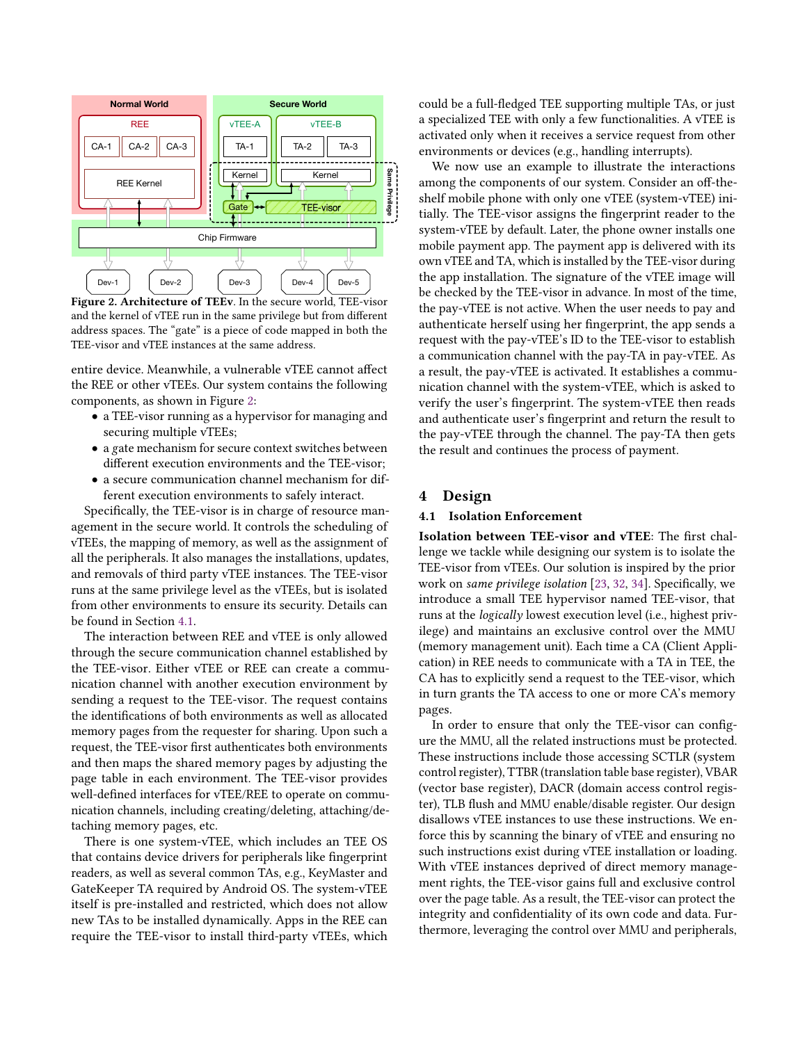**Figure 2. Architecture of TEEv.** In the secure world, TEE-visor and the kernel of vTEE run in the same privilege but from different address spaces. The "gate" is a piece of code mapped in both the TEE-visor and vTEE instances at the same address.

entire device. Meanwhile, a vulnerable vTEE cannot affect the REE or other vTEEs. Our system contains the following components, as shown in Figure 2:

- a TEE-visor running as a hypervisor for managing and securing multiple vTEEs;
- a gate mechanism for secure context switches between different execution environments and the TEE-visor;
- a secure communication channel mechanism for different execution environments to safely interact.

Specifically, the TEE-visor is in charge of resource management in the secure world. It controls the scheduling of vTEEs, the mapping of memory, as well as the assignment of all the peripherals. It also manages the installations, updates, and removals of third party vTEE instances. The TEE-visor runs at the same privilege level as the vTEEs, but is isolated from other environments to ensure its security. Details can be found in Section 4.1.

The interaction between REE and vTEE is only allowed through the secure communication channel established by the TEE-visor. Either vTEE or REE can create a communication channel with another execution environment by sending a request to the TEE-visor. The request contains the identifications of both environments as well as allocated memory pages from the requester for sharing. Upon such a request, the TEE-visor first authenticates both environments and then maps the shared memory pages by adjusting the page table in each environment. The TEE-visor provides well-defined interfaces for vTEE/REE to operate on communication channels, including creating/deleting, attaching/detaching memory pages, etc.

There is one system-vTEE, which includes an TEE OS that contains device drivers for peripherals like fingerprint readers, as well as several common TAs, e.g., KeyMaster and GateKeeper TA required by Android OS. The system-vTEE itself is pre-installed and restricted, which does not allow new TAs to be installed dynamically. Apps in the REE can require the TEE-visor to install third-party vTEEs, which could be a full-fledged TEE supporting multiple TAs, or just a specialized TEE with only a few functionalities. A vTEE is activated only when it receives a service request from other environments or devices (e.g., handling interrupts).

We now use an example to illustrate the interactions among the components of our system. Consider an off-the-shelf mobile phone with only one vTEE (system-vTEE) initially. The TEE-visor assigns the fingerprint reader to the system-vTEE by default. Later, the phone owner installs one mobile payment app. The payment app is delivered with its own vTEE and TA, which is installed by the TEE-visor during the app installation. The signature of the vTEE image will be checked by the TEE-visor in advance. In most of the time, the pay-vTEE is not active. When the user needs to pay and authenticate herself using her fingerprint, the app sends a request with the pay-vTEE's ID to the TEE-visor to establish a communication channel with the pay-TA in pay-vTEE. As a result, the pay-vTEE is activated. It establishes a communication channel with the system-vTEE, which is asked to verify the user's fingerprint. The system-vTEE then reads and authenticate user's fingerprint and return the result to the pay-vTEE through the channel. The pay-TA then gets the result and continues the process of payment.

# 4 Design

## 4.1 Isolation Enforcement

**Isolation between TEE-visor and vTEE**: The first challenge we tackle while designing our system is to isolate the TEE-visor from vTEEs. Our solution is inspired by the prior work on *same privilege isolation* [23, 32, 34]. Specifically, we introduce a small TEE hypervisor named TEE-visor, that runs at the *logically* lowest execution level (i.e., highest privilege) and maintains an exclusive control over the MMU (memory management unit). Each time a CA (Client Application) in REE needs to communicate with a TA in TEE, the CA has to explicitly send a request to the TEE-visor, which in turn grants the TA access to one or more CA's memory pages.

In order to ensure that only the TEE-visor can configure the MMU, all the related instructions must be protected. These instructions include those accessing SCTLR (system control register), TTBR (translation table base register), VBAR (vector base register), DACR (domain access control register), TLB flush and MMU enable/disable register. Our design disallows vTEE instances to use these instructions. We enforce this by scanning the binary of vTEE and ensuring no such instructions exist during vTEE installation or loading. With vTEE instances deprived of direct memory management rights, the TEE-visor gains full and exclusive control over the page table. As a result, the TEE-visor can protect the integrity and confidentiality of its own code and data. Furthermore, leveraging the control over MMU and peripherals,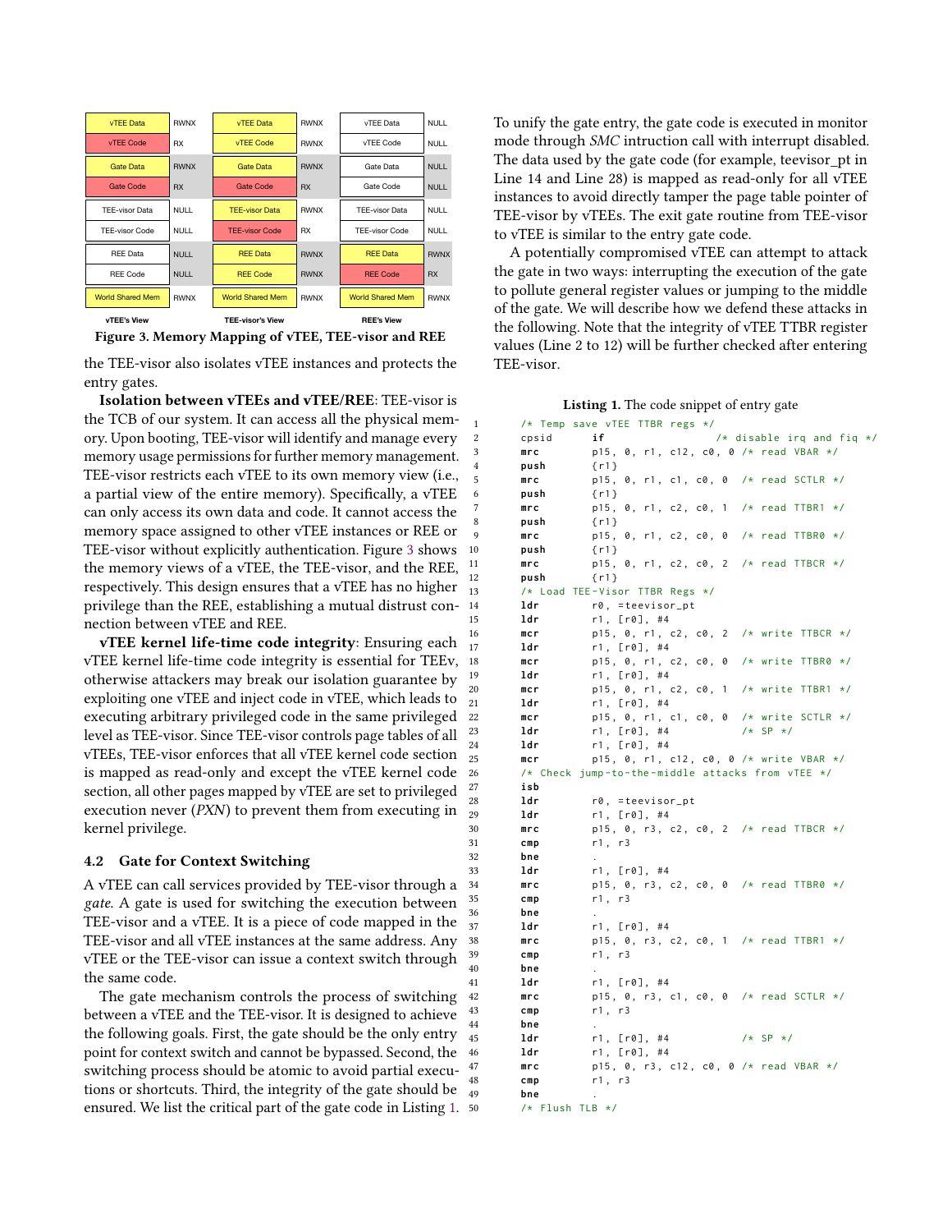| vTEE's View | | TEE-visor's View | | REE's View | |
|---|---|---|---|---|---|
| vTEE Data | RWNX | vTEE Data | RWNX | vTEE Data | NULL |
| vTEE Code | RX | vTEE Code | RWNX | vTEE Code | NULL |
| Gate Data | RWNX | Gate Data | RWNX | Gate Data | NULL |
| Gate Code | RX | Gate Code | RX | Gate Code | NULL |
| TEE-visor Data | NULL | TEE-visor Data | RWNX | TEE-visor Data | NULL |
| TEE-visor Code | NULL | TEE-visor Code | RX | TEE-visor Code | NULL |
| REE Data | NULL | REE Data | RWNX | REE Data | RWNX |
| REE Code | NULL | REE Code | RWNX | REE Code | RX |
| World Shared Mem | RWNX | World Shared Mem | RWNX | World Shared Mem | RWNX |

**Figure 3. Memory Mapping of vTEE, TEE-visor and REE**

the TEE-visor also isolates vTEE instances and protects the entry gates.

**Isolation between vTEEs and vTEE/REE**: TEE-visor is the TCB of our system. It can access all the physical memory. Upon booting, TEE-visor will identify and manage every memory usage permissions for further memory management. TEE-visor restricts each vTEE to its own memory view (i.e., a partial view of the entire memory). Specifically, a vTEE can only access its own data and code. It cannot access the memory space assigned to other vTEE instances or REE or TEE-visor without explicitly authentication. Figure 3 shows the memory views of a vTEE, the TEE-visor, and the REE, respectively. This design ensures that a vTEE has no higher privilege than the REE, establishing a mutual distrust connection between vTEE and REE.

**vTEE kernel life-time code integrity**: Ensuring each vTEE kernel life-time code integrity is essential for TEEv, otherwise attackers may break our isolation guarantee by exploiting one vTEE and inject code in vTEE, which leads to executing arbitrary privileged code in the same privileged level as TEE-visor. Since TEE-visor controls page tables of all vTEEs, TEE-visor enforces that all vTEE kernel code section is mapped as read-only and except the vTEE kernel code section, all other pages mapped by vTEE are set to privileged execution never (*PXN*) to prevent them from executing in kernel privilege.

### 4.2 Gate for Context Switching

A vTEE can call services provided by TEE-visor through a *gate*. A gate is used for switching the execution between TEE-visor and a vTEE. It is a piece of code mapped in the TEE-visor and all vTEE instances at the same address. Any vTEE or the TEE-visor can issue a context switch through the same code.

The gate mechanism controls the process of switching between a vTEE and the TEE-visor. It is designed to achieve the following goals. First, the gate should be the only entry point for context switch and cannot be bypassed. Second, the switching process should be atomic to avoid partial executions or shortcuts. Third, the integrity of the gate should be ensured. We list the critical part of the gate code in Listing 1.

To unify the gate entry, the gate code is executed in monitor mode through *SMC* intruction call with interrupt disabled. The data used by the gate code (for example, teevisor_pt in Line 14 and Line 28) is mapped as read-only for all vTEE instances to avoid directly tamper the page table pointer of TEE-visor by vTEEs. The exit gate routine from TEE-visor to vTEE is similar to the entry gate code.

A potentially compromised vTEE can attempt to attack the gate in two ways: interrupting the execution of the gate to pollute general register values or jumping to the middle of the gate. We will describe how we defend these attacks in the following. Note that the integrity of vTEE TTBR register values (Line 2 to 12) will be further checked after entering TEE-visor.

**Listing 1.** The code snippet of entry gate

```
1  /* Temp save vTEE TTBR regs */
2  cpsid    if              /* disable irq and fiq */
3  mrc      p15, 0, r1, c12, c0, 0 /* read VBAR */
4  push     {r1}
5  mrc      p15, 0, r1, c1, c0, 0  /* read SCTLR */
6  push     {r1}
7  mrc      p15, 0, r1, c2, c0, 1  /* read TTBR1 */
8  push     {r1}
9  mrc      p15, 0, r1, c2, c0, 0  /* read TTBR0 */
10 push     {r1}
11 mrc      p15, 0, r1, c2, c0, 2  /* read TTBCR */
12 push     {r1}
13 /* Load TEE-Visor TTBR Regs */
14 ldr      r0, =teevisor_pt
15 ldr      r1, [r0], #4
16 mcr      p15, 0, r1, c2, c0, 2  /* write TTBCR */
17 ldr      r1, [r0], #4
18 mcr      p15, 0, r1, c2, c0, 0  /* write TTBR0 */
19 ldr      r1, [r0], #4
20 mcr      p15, 0, r1, c2, c0, 1  /* write TTBR1 */
21 ldr      r1, [r0], #4
22 mcr      p15, 0, r1, c1, c0, 0  /* write SCTLR */
23 ldr      r1, [r0], #4           /* SP */
24 ldr      r1, [r0], #4
25 mcr      p15, 0, r1, c12, c0, 0 /* write VBAR */
26 /* Check jump-to-the-middle attacks from vTEE */
27 isb
28 ldr      r0, =teevisor_pt
29 ldr      r1, [r0], #4
30 mrc      p15, 0, r3, c2, c0, 2  /* read TTBCR */
31 cmp      r1, r3
32 bne      .
33 ldr      r1, [r0], #4
34 mrc      p15, 0, r3, c2, c0, 0  /* read TTBR0 */
35 cmp      r1, r3
36 bne      .
37 ldr      r1, [r0], #4
38 mrc      p15, 0, r3, c2, c0, 1  /* read TTBR1 */
39 cmp      r1, r3
40 bne      .
41 ldr      r1, [r0], #4
42 mrc      p15, 0, r3, c1, c0, 0  /* read SCTLR */
43 cmp      r1, r3
44 bne      .
45 ldr      r1, [r0], #4           /* SP */
46 ldr      r1, [r0], #4
47 mrc      p15, 0, r3, c12, c0, 0 /* read VBAR */
48 cmp      r1, r3
49 bne      .
50 /* Flush TLB */
```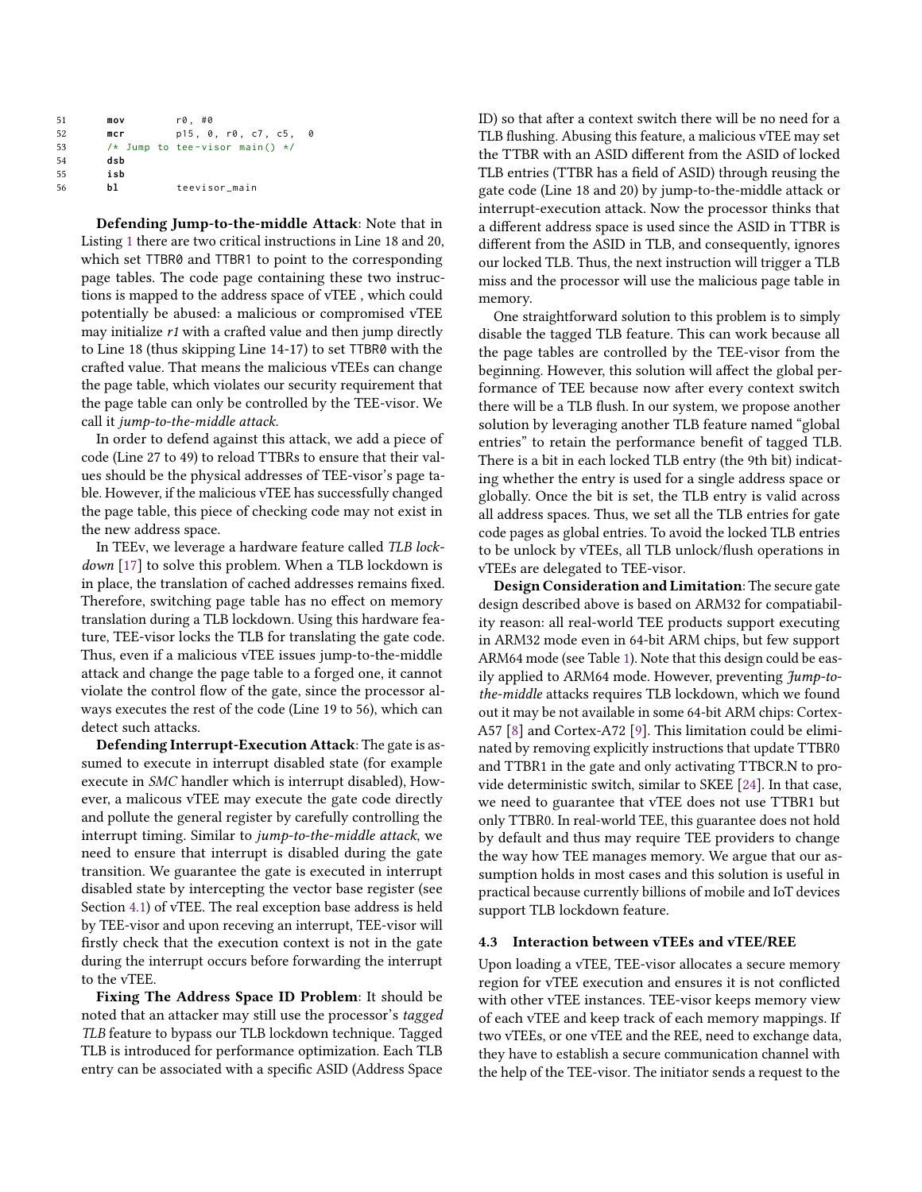```
51      mov       r0, #0
52      mcr       p15, 0, r0, c7, c5,  0
53      /* Jump to tee-visor main() */
54      dsb
55      isb
56      bl        teevisor_main
```

**Defending Jump-to-the-middle Attack**: Note that in Listing 1 there are two critical instructions in Line 18 and 20, which set TTBR0 and TTBR1 to point to the corresponding page tables. The code page containing these two instructions is mapped to the address space of vTEE , which could potentially be abused: a malicious or compromised vTEE may initialize *r1* with a crafted value and then jump directly to Line 18 (thus skipping Line 14-17) to set TTBR0 with the crafted value. That means the malicious vTEEs can change the page table, which violates our security requirement that the page table can only be controlled by the TEE-visor. We call it *jump-to-the-middle attack*.

In order to defend against this attack, we add a piece of code (Line 27 to 49) to reload TTBRs to ensure that their values should be the physical addresses of TEE-visor's page table. However, if the malicious vTEE has successfully changed the page table, this piece of checking code may not exist in the new address space.

In TEEv, we leverage a hardware feature called *TLB lockdown* [17] to solve this problem. When a TLB lockdown is in place, the translation of cached addresses remains fixed. Therefore, switching page table has no effect on memory translation during a TLB lockdown. Using this hardware feature, TEE-visor locks the TLB for translating the gate code. Thus, even if a malicious vTEE issues jump-to-the-middle attack and change the page table to a forged one, it cannot violate the control flow of the gate, since the processor always executes the rest of the code (Line 19 to 56), which can detect such attacks.

**Defending Interrupt-Execution Attack**: The gate is assumed to execute in interrupt disabled state (for example execute in *SMC* handler which is interrupt disabled), However, a malicous vTEE may execute the gate code directly and pollute the general register by carefully controlling the interrupt timing. Similar to *jump-to-the-middle attack*, we need to ensure that interrupt is disabled during the gate transition. We guarantee the gate is executed in interrupt disabled state by intercepting the vector base register (see Section 4.1) of vTEE. The real exception base address is held by TEE-visor and upon receving an interrupt, TEE-visor will firstly check that the execution context is not in the gate during the interrupt occurs before forwarding the interrupt to the vTEE.

**Fixing The Address Space ID Problem**: It should be noted that an attacker may still use the processor's *tagged TLB* feature to bypass our TLB lockdown technique. Tagged TLB is introduced for performance optimization. Each TLB entry can be associated with a specific ASID (Address Space ID) so that after a context switch there will be no need for a TLB flushing. Abusing this feature, a malicious vTEE may set the TTBR with an ASID different from the ASID of locked TLB entries (TTBR has a field of ASID) through reusing the gate code (Line 18 and 20) by jump-to-the-middle attack or interrupt-execution attack. Now the processor thinks that a different address space is used since the ASID in TTBR is different from the ASID in TLB, and consequently, ignores our locked TLB. Thus, the next instruction will trigger a TLB miss and the processor will use the malicious page table in memory.

One straightforward solution to this problem is to simply disable the tagged TLB feature. This can work because all the page tables are controlled by the TEE-visor from the beginning. However, this solution will affect the global performance of TEE because now after every context switch there will be a TLB flush. In our system, we propose another solution by leveraging another TLB feature named "global entries" to retain the performance benefit of tagged TLB. There is a bit in each locked TLB entry (the 9th bit) indicating whether the entry is used for a single address space or globally. Once the bit is set, the TLB entry is valid across all address spaces. Thus, we set all the TLB entries for gate code pages as global entries. To avoid the locked TLB entries to be unlock by vTEEs, all TLB unlock/flush operations in vTEEs are delegated to TEE-visor.

**Design Consideration and Limitation**: The secure gate design described above is based on ARM32 for compatiability reason: all real-world TEE products support executing in ARM32 mode even in 64-bit ARM chips, but few support ARM64 mode (see Table 1). Note that this design could be easily applied to ARM64 mode. However, preventing *Jump-to-the-middle* attacks requires TLB lockdown, which we found out it may be not available in some 64-bit ARM chips: Cortex-A57 [8] and Cortex-A72 [9]. This limitation could be eliminated by removing explicitly instructions that update TTBR0 and TTBR1 in the gate and only activating TTBCR.N to provide deterministic switch, similar to SKEE [24]. In that case, we need to guarantee that vTEE does not use TTBR1 but only TTBR0. In real-world TEE, this guarantee does not hold by default and thus may require TEE providers to change the way how TEE manages memory. We argue that our assumption holds in most cases and this solution is useful in practical because currently billions of mobile and IoT devices support TLB lockdown feature.

### 4.3 Interaction between vTEEs and vTEE/REE

Upon loading a vTEE, TEE-visor allocates a secure memory region for vTEE execution and ensures it is not conflicted with other vTEE instances. TEE-visor keeps memory view of each vTEE and keep track of each memory mappings. If two vTEEs, or one vTEE and the REE, need to exchange data, they have to establish a secure communication channel with the help of the TEE-visor. The initiator sends a request to the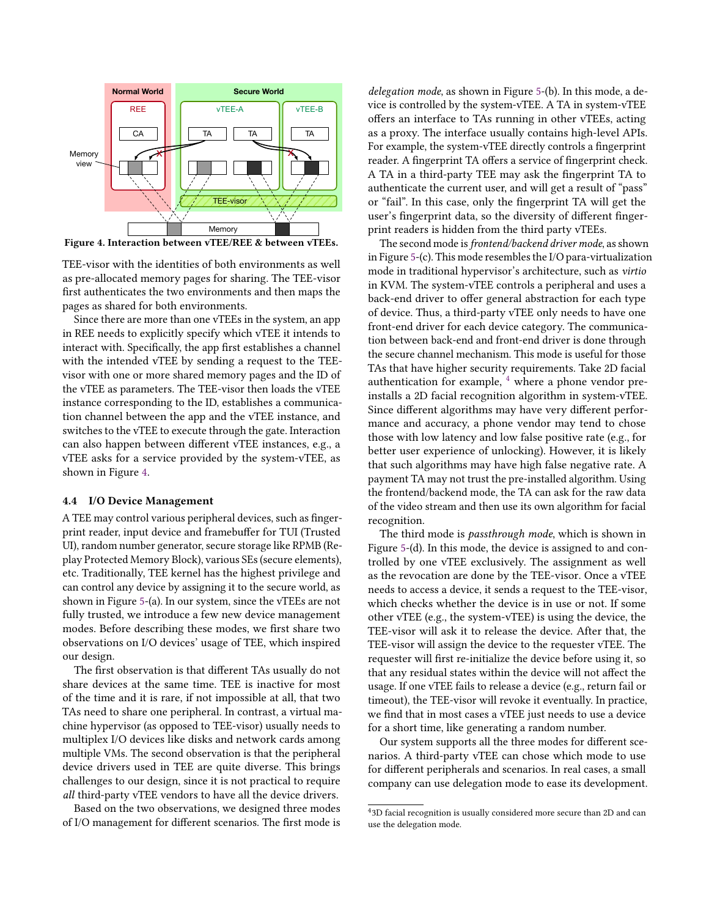Figure 4. Interaction between vTEE/REE & between vTEEs.

TEE-visor with the identities of both environments as well as pre-allocated memory pages for sharing. The TEE-visor first authenticates the two environments and then maps the pages as shared for both environments.

Since there are more than one vTEEs in the system, an app in REE needs to explicitly specify which vTEE it intends to interact with. Specifically, the app first establishes a channel with the intended vTEE by sending a request to the TEE-visor with one or more shared memory pages and the ID of the vTEE as parameters. The TEE-visor then loads the vTEE instance corresponding to the ID, establishes a communication channel between the app and the vTEE instance, and switches to the vTEE to execute through the gate. Interaction can also happen between different vTEE instances, e.g., a vTEE asks for a service provided by the system-vTEE, as shown in Figure 4.

### 4.4 I/O Device Management

A TEE may control various peripheral devices, such as fingerprint reader, input device and framebuffer for TUI (Trusted UI), random number generator, secure storage like RPMB (Replay Protected Memory Block), various SEs (secure elements), etc. Traditionally, TEE kernel has the highest privilege and can control any device by assigning it to the secure world, as shown in Figure 5-(a). In our system, since the vTEEs are not fully trusted, we introduce a few new device management modes. Before describing these modes, we first share two observations on I/O devices' usage of TEE, which inspired our design.

The first observation is that different TAs usually do not share devices at the same time. TEE is inactive for most of the time and it is rare, if not impossible at all, that two TAs need to share one peripheral. In contrast, a virtual machine hypervisor (as opposed to TEE-visor) usually needs to multiplex I/O devices like disks and network cards among multiple VMs. The second observation is that the peripheral device drivers used in TEE are quite diverse. This brings challenges to our design, since it is not practical to require *all* third-party vTEE vendors to have all the device drivers.

Based on the two observations, we designed three modes of I/O management for different scenarios. The first mode is *delegation mode*, as shown in Figure 5-(b). In this mode, a device is controlled by the system-vTEE. A TA in system-vTEE offers an interface to TAs running in other vTEEs, acting as a proxy. The interface usually contains high-level APIs. For example, the system-vTEE directly controls a fingerprint reader. A fingerprint TA offers a service of fingerprint check. A TA in a third-party TEE may ask the fingerprint TA to authenticate the current user, and will get a result of "pass" or "fail". In this case, only the fingerprint TA will get the user's fingerprint data, so the diversity of different fingerprint readers is hidden from the third party vTEEs.

The second mode is *frontend/backend driver mode*, as shown in Figure 5-(c). This mode resembles the I/O para-virtualization mode in traditional hypervisor's architecture, such as *virtio* in KVM. The system-vTEE controls a peripheral and uses a back-end driver to offer general abstraction for each type of device. Thus, a third-party vTEE only needs to have one front-end driver for each device category. The communication between back-end and front-end driver is done through the secure channel mechanism. This mode is useful for those TAs that have higher security requirements. Take 2D facial authentication for example, [4] where a phone vendor pre-installs a 2D facial recognition algorithm in system-vTEE. Since different algorithms may have very different performance and accuracy, a phone vendor may tend to chose those with low latency and low false positive rate (e.g., for better user experience of unlocking). However, it is likely that such algorithms may have high false negative rate. A payment TA may not trust the pre-installed algorithm. Using the frontend/backend mode, the TA can ask for the raw data of the video stream and then use its own algorithm for facial recognition.

The third mode is *passthrough mode*, which is shown in Figure 5-(d). In this mode, the device is assigned to and controlled by one vTEE exclusively. The assignment as well as the revocation are done by the TEE-visor. Once a vTEE needs to access a device, it sends a request to the TEE-visor, which checks whether the device is in use or not. If some other vTEE (e.g., the system-vTEE) is using the device, the TEE-visor will ask it to release the device. After that, the TEE-visor will assign the device to the requester vTEE. The requester will first re-initialize the device before using it, so that any residual states within the device will not affect the usage. If one vTEE fails to release a device (e.g., return fail or timeout), the TEE-visor will revoke it eventually. In practice, we find that in most cases a vTEE just needs to use a device for a short time, like generating a random number.

Our system supports all the three modes for different scenarios. A third-party vTEE can chose which mode to use for different peripherals and scenarios. In real cases, a small company can use delegation mode to ease its development.

[4] 3D facial recognition is usually considered more secure than 2D and can use the delegation mode.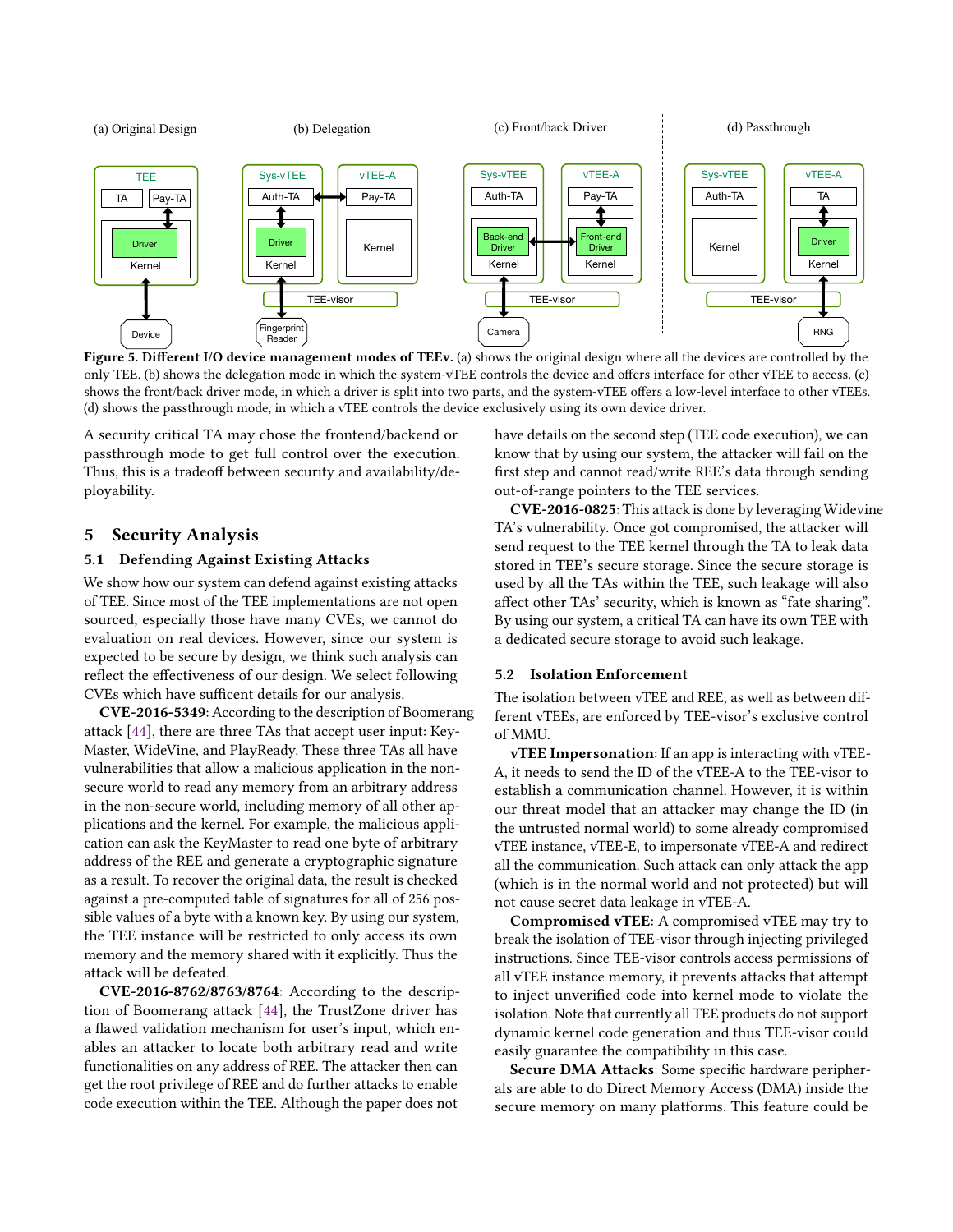**Figure 5. Different I/O device management modes of TEEv.** (a) shows the original design where all the devices are controlled by the only TEE. (b) shows the delegation mode in which the system-vTEE controls the device and offers interface for other vTEE to access. (c) shows the front/back driver mode, in which a driver is split into two parts, and the system-vTEE offers a low-level interface to other vTEEs. (d) shows the passthrough mode, in which a vTEE controls the device exclusively using its own device driver.

A security critical TA may chose the frontend/backend or passthrough mode to get full control over the execution. Thus, this is a tradeoff between security and availability/deployability.

## 5 Security Analysis

### 5.1 Defending Against Existing Attacks

We show how our system can defend against existing attacks of TEE. Since most of the TEE implementations are not open sourced, especially those have many CVEs, we cannot do evaluation on real devices. However, since our system is expected to be secure by design, we think such analysis can reflect the effectiveness of our design. We select following CVEs which have sufficent details for our analysis.

**CVE-2016-5349**: According to the description of Boomerang attack [44], there are three TAs that accept user input: KeyMaster, WideVine, and PlayReady. These three TAs all have vulnerabilities that allow a malicious application in the non-secure world to read any memory from an arbitrary address in the non-secure world, including memory of all other applications and the kernel. For example, the malicious application can ask the KeyMaster to read one byte of arbitrary address of the REE and generate a cryptographic signature as a result. To recover the original data, the result is checked against a pre-computed table of signatures for all of 256 possible values of a byte with a known key. By using our system, the TEE instance will be restricted to only access its own memory and the memory shared with it explicitly. Thus the attack will be defeated.

**CVE-2016-8762/8763/8764**: According to the description of Boomerang attack [44], the TrustZone driver has a flawed validation mechanism for user's input, which enables an attacker to locate both arbitrary read and write functionalities on any address of REE. The attacker then can get the root privilege of REE and do further attacks to enable code execution within the TEE. Although the paper does not have details on the second step (TEE code execution), we can know that by using our system, the attacker will fail on the first step and cannot read/write REE's data through sending out-of-range pointers to the TEE services.

**CVE-2016-0825**: This attack is done by leveraging Widevine TA's vulnerability. Once got compromised, the attacker will send request to the TEE kernel through the TA to leak data stored in TEE's secure storage. Since the secure storage is used by all the TAs within the TEE, such leakage will also affect other TAs' security, which is known as "fate sharing". By using our system, a critical TA can have its own TEE with a dedicated secure storage to avoid such leakage.

### 5.2 Isolation Enforcement

The isolation between vTEE and REE, as well as between different vTEEs, are enforced by TEE-visor's exclusive control of MMU.

**vTEE Impersonation**: If an app is interacting with vTEE-A, it needs to send the ID of the vTEE-A to the TEE-visor to establish a communication channel. However, it is within our threat model that an attacker may change the ID (in the untrusted normal world) to some already compromised vTEE instance, vTEE-E, to impersonate vTEE-A and redirect all the communication. Such attack can only attack the app (which is in the normal world and not protected) but will not cause secret data leakage in vTEE-A.

**Compromised vTEE**: A compromised vTEE may try to break the isolation of TEE-visor through injecting privileged instructions. Since TEE-visor controls access permissions of all vTEE instance memory, it prevents attacks that attempt to inject unverified code into kernel mode to violate the isolation. Note that currently all TEE products do not support dynamic kernel code generation and thus TEE-visor could easily guarantee the compatibility in this case.

**Secure DMA Attacks**: Some specific hardware peripherals are able to do Direct Memory Access (DMA) inside the secure memory on many platforms. This feature could be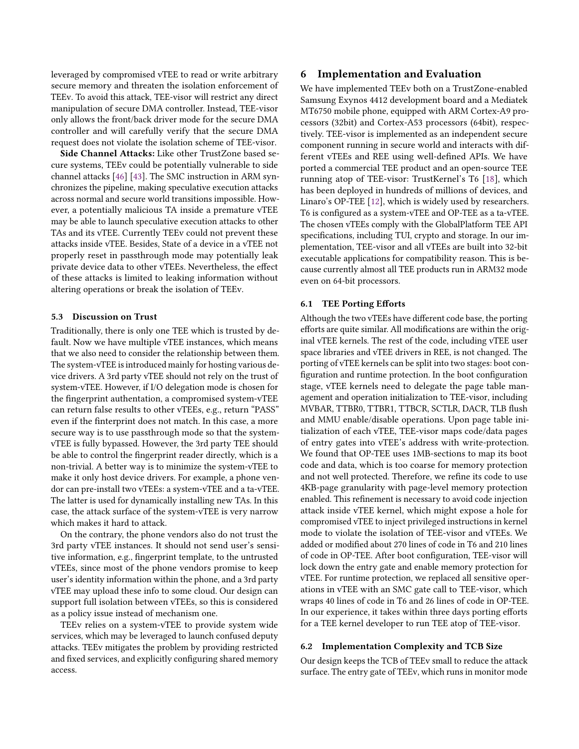leveraged by compromised vTEE to read or write arbitrary secure memory and threaten the isolation enforcement of TEEv. To avoid this attack, TEE-visor will restrict any direct manipulation of secure DMA controller. Instead, TEE-visor only allows the front/back driver mode for the secure DMA controller and will carefully verify that the secure DMA request does not violate the isolation scheme of TEE-visor.

**Side Channel Attacks:** Like other TrustZone based secure systems, TEEv could be potentially vulnerable to side channel attacks [46] [43]. The SMC instruction in ARM synchronizes the pipeline, making speculative execution attacks across normal and secure world transitions impossible. However, a potentially malicious TA inside a premature vTEE may be able to launch speculative execution attacks to other TAs and its vTEE. Currently TEEv could not prevent these attacks inside vTEE. Besides, State of a device in a vTEE not properly reset in passthrough mode may potentially leak private device data to other vTEEs. Nevertheless, the effect of these attacks is limited to leaking information without altering operations or break the isolation of TEEv.

### 5.3 Discussion on Trust

Traditionally, there is only one TEE which is trusted by default. Now we have multiple vTEE instances, which means that we also need to consider the relationship between them. The system-vTEE is introduced mainly for hosting various device drivers. A 3rd party vTEE should not rely on the trust of system-vTEE. However, if I/O delegation mode is chosen for the fingerprint authentication, a compromised system-vTEE can return false results to other vTEEs, e.g., return "PASS" even if the finterprint does not match. In this case, a more secure way is to use passthrough mode so that the system-vTEE is fully bypassed. However, the 3rd party TEE should be able to control the fingerprint reader directly, which is a non-trivial. A better way is to minimize the system-vTEE to make it only host device drivers. For example, a phone vendor can pre-install two vTEEs: a system-vTEE and a ta-vTEE. The latter is used for dynamically installing new TAs. In this case, the attack surface of the system-vTEE is very narrow which makes it hard to attack.

On the contrary, the phone vendors also do not trust the 3rd party vTEE instances. It should not send user's sensitive information, e.g., fingerprint template, to the untrusted vTEEs, since most of the phone vendors promise to keep user's identity information within the phone, and a 3rd party vTEE may upload these info to some cloud. Our design can support full isolation between vTEEs, so this is considered as a policy issue instead of mechanism one.

TEEv relies on a system-vTEE to provide system wide services, which may be leveraged to launch confused deputy attacks. TEEv mitigates the problem by providing restricted and fixed services, and explicitly configuring shared memory access.

## 6 Implementation and Evaluation

We have implemented TEEv both on a TrustZone-enabled Samsung Exynos 4412 development board and a Mediatek MT6750 mobile phone, equipped with ARM Cortex-A9 processors (32bit) and Cortex-A53 processors (64bit), respectively. TEE-visor is implemented as an independent secure component running in secure world and interacts with different vTEEs and REE using well-defined APIs. We have ported a commercial TEE product and an open-source TEE running atop of TEE-visor: TrustKernel's T6 [18], which has been deployed in hundreds of millions of devices, and Linaro's OP-TEE [12], which is widely used by researchers. T6 is configured as a system-vTEE and OP-TEE as a ta-vTEE. The chosen vTEEs comply with the GlobalPlatform TEE API specifications, including TUI, crypto and storage. In our implementation, TEE-visor and all vTEEs are built into 32-bit executable applications for compatibility reason. This is because currently almost all TEE products run in ARM32 mode even on 64-bit processors.

### 6.1 TEE Porting Efforts

Although the two vTEEs have different code base, the porting efforts are quite similar. All modifications are within the original vTEE kernels. The rest of the code, including vTEE user space libraries and vTEE drivers in REE, is not changed. The porting of vTEE kernels can be split into two stages: boot configuration and runtime protection. In the boot configuration stage, vTEE kernels need to delegate the page table management and operation initialization to TEE-visor, including MVBAR, TTBR0, TTBR1, TTBCR, SCTLR, DACR, TLB flush and MMU enable/disable operations. Upon page table initialization of each vTEE, TEE-visor maps code/data pages of entry gates into vTEE's address with write-protection. We found that OP-TEE uses 1MB-sections to map its boot code and data, which is too coarse for memory protection and not well protected. Therefore, we refine its code to use 4KB-page granularity with page-level memory protection enabled. This refinement is necessary to avoid code injection attack inside vTEE kernel, which might expose a hole for compromised vTEE to inject privileged instructions in kernel mode to violate the isolation of TEE-visor and vTEEs. We added or modified about 270 lines of code in T6 and 210 lines of code in OP-TEE. After boot configuration, TEE-visor will lock down the entry gate and enable memory protection for vTEE. For runtime protection, we replaced all sensitive operations in vTEE with an SMC gate call to TEE-visor, which wraps 40 lines of code in T6 and 26 lines of code in OP-TEE. In our experience, it takes within three days porting efforts for a TEE kernel developer to run TEE atop of TEE-visor.

### 6.2 Implementation Complexity and TCB Size

Our design keeps the TCB of TEEv small to reduce the attack surface. The entry gate of TEEv, which runs in monitor mode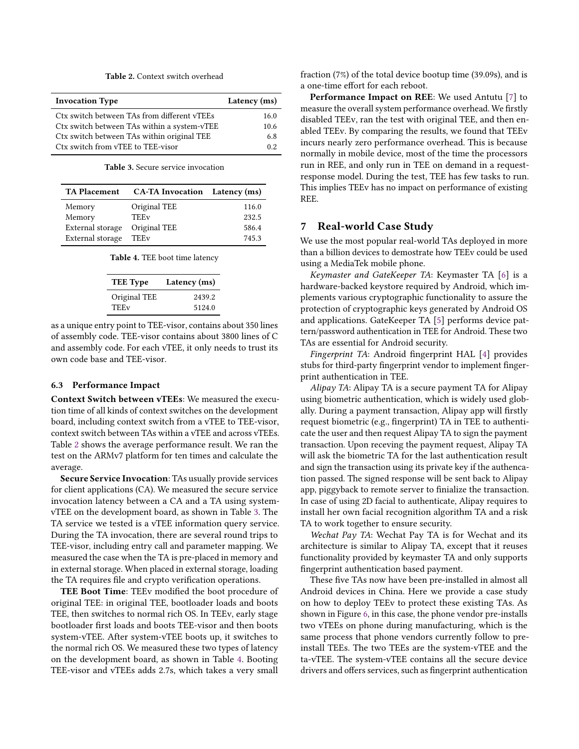Table 2. Context switch overhead

| Invocation Type | Latency (ms) |
|---|---|
| Ctx switch between TAs from different vTEEs | 16.0 |
| Ctx switch between TAs within a system-vTEE | 10.6 |
| Ctx switch between TAs within original TEE | 6.8 |
| Ctx switch from vTEE to TEE-visor | 0.2 |

Table 3. Secure service invocation

| TA Placement | CA-TA Invocation | Latency (ms) |
|---|---|---|
| Memory | Original TEE | 116.0 |
| Memory | TEEv | 232.5 |
| External storage | Original TEE | 586.4 |
| External storage | TEEv | 745.3 |

Table 4. TEE boot time latency

| TEE Type | Latency (ms) |
|---|---|
| Original TEE | 2439.2 |
| TEEv | 5124.0 |

as a unique entry point to TEE-visor, contains about 350 lines of assembly code. TEE-visor contains about 3800 lines of C and assembly code. For each vTEE, it only needs to trust its own code base and TEE-visor.

### 6.3 Performance Impact

**Context Switch between vTEEs**: We measured the execution time of all kinds of context switches on the development board, including context switch from a vTEE to TEE-visor, context switch between TAs within a vTEE and across vTEEs. Table 2 shows the average performance result. We ran the test on the ARMv7 platform for ten times and calculate the average.

**Secure Service Invocation**: TAs usually provide services for client applications (CA). We measured the secure service invocation latency between a CA and a TA using system-vTEE on the development board, as shown in Table 3. The TA service we tested is a vTEE information query service. During the TA invocation, there are several round trips to TEE-visor, including entry call and parameter mapping. We measured the case when the TA is pre-placed in memory and in external storage. When placed in external storage, loading the TA requires file and crypto verification operations.

**TEE Boot Time**: TEEv modified the boot procedure of original TEE: in original TEE, bootloader loads and boots TEE, then switches to normal rich OS. In TEEv, early stage bootloader first loads and boots TEE-visor and then boots system-vTEE. After system-vTEE boots up, it switches to the normal rich OS. We measured these two types of latency on the development board, as shown in Table 4. Booting TEE-visor and vTEEs adds 2.7s, which takes a very small fraction (7%) of the total device bootup time (39.09s), and is a one-time effort for each reboot.

**Performance Impact on REE**: We used Antutu [7] to measure the overall system performance overhead. We firstly disabled TEEv, ran the test with original TEE, and then enabled TEEv. By comparing the results, we found that TEEv incurs nearly zero performance overhead. This is because normally in mobile device, most of the time the processors run in REE, and only run in TEE on demand in a request-response model. During the test, TEE has few tasks to run. This implies TEEv has no impact on performance of existing REE.

## 7 Real-world Case Study

We use the most popular real-world TAs deployed in more than a billion devices to demostrate how TEEv could be used using a MediaTek mobile phone.

*Keymaster and GateKeeper TA*: Keymaster TA [6] is a hardware-backed keystore required by Android, which implements various cryptographic functionality to assure the protection of cryptographic keys generated by Android OS and applications. GateKeeper TA [5] performs device pattern/password authentication in TEE for Android. These two TAs are essential for Android security.

*Fingerprint TA*: Android fingerprint HAL [4] provides stubs for third-party fingerprint vendor to implement fingerprint authentication in TEE.

*Alipay TA*: Alipay TA is a secure payment TA for Alipay using biometric authentication, which is widely used globally. During a payment transaction, Alipay app will firstly request biometric (e.g., fingerprint) TA in TEE to authenticate the user and then request Alipay TA to sign the payment transaction. Upon receving the payment request, Alipay TA will ask the biometric TA for the last authentication result and sign the transaction using its private key if the authencation passed. The signed response will be sent back to Alipay app, piggyback to remote server to finialize the transaction. In case of using 2D facial to authenticate, Alipay requires to install her own facial recognition algorithm TA and a risk TA to work together to ensure security.

*Wechat Pay TA*: Wechat Pay TA is for Wechat and its architecture is similar to Alipay TA, except that it reuses functionality provided by keymaster TA and only supports fingerprint authentication based payment.

These five TAs now have been pre-installed in almost all Android devices in China. Here we provide a case study on how to deploy TEEv to protect these existing TAs. As shown in Figure 6, in this case, the phone vendor pre-installs two vTEEs on phone during manufacturing, which is the same process that phone vendors currently follow to pre-install TEEs. The two TEEs are the system-vTEE and the ta-vTEE. The system-vTEE contains all the secure device drivers and offers services, such as fingerprint authentication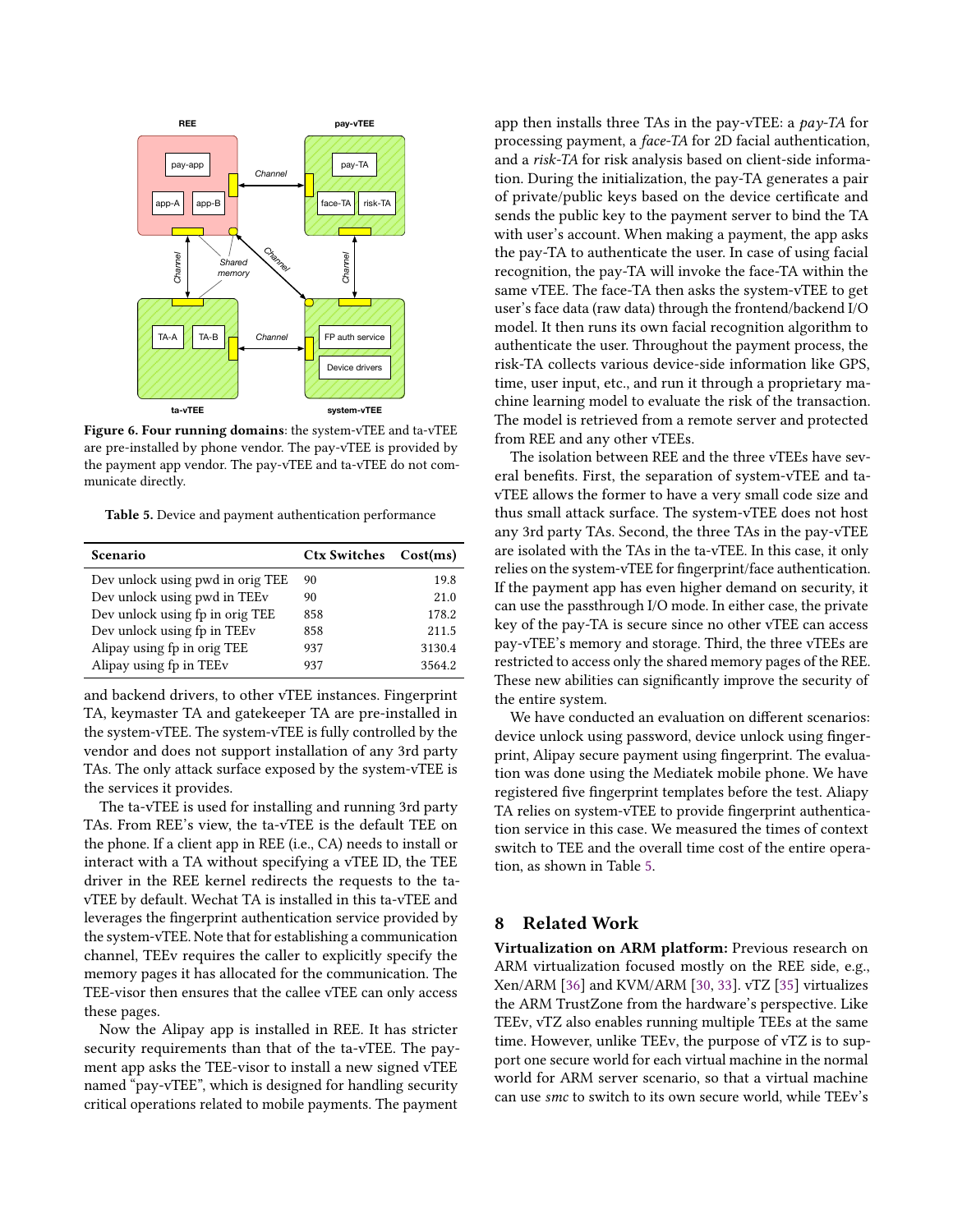**Figure 6. Four running domains**: the system-vTEE and ta-vTEE are pre-installed by phone vendor. The pay-vTEE is provided by the payment app vendor. The pay-vTEE and ta-vTEE do not communicate directly.

**Table 5.** Device and payment authentication performance

| Scenario | Ctx Switches | Cost(ms) |
|---|---|---|
| Dev unlock using pwd in orig TEE | 90 | 19.8 |
| Dev unlock using pwd in TEEv | 90 | 21.0 |
| Dev unlock using fp in orig TEE | 858 | 178.2 |
| Dev unlock using fp in TEEv | 858 | 211.5 |
| Alipay using fp in orig TEE | 937 | 3130.4 |
| Alipay using fp in TEEv | 937 | 3564.2 |

and backend drivers, to other vTEE instances. Fingerprint TA, keymaster TA and gatekeeper TA are pre-installed in the system-vTEE. The system-vTEE is fully controlled by the vendor and does not support installation of any 3rd party TAs. The only attack surface exposed by the system-vTEE is the services it provides.

The ta-vTEE is used for installing and running 3rd party TAs. From REE's view, the ta-vTEE is the default TEE on the phone. If a client app in REE (i.e., CA) needs to install or interact with a TA without specifying a vTEE ID, the TEE driver in the REE kernel redirects the requests to the ta-vTEE by default. Wechat TA is installed in this ta-vTEE and leverages the fingerprint authentication service provided by the system-vTEE. Note that for establishing a communication channel, TEEv requires the caller to explicitly specify the memory pages it has allocated for the communication. The TEE-visor then ensures that the callee vTEE can only access these pages.

Now the Alipay app is installed in REE. It has stricter security requirements than that of the ta-vTEE. The payment app asks the TEE-visor to install a new signed vTEE named "pay-vTEE", which is designed for handling security critical operations related to mobile payments. The payment app then installs three TAs in the pay-vTEE: a *pay-TA* for processing payment, a *face-TA* for 2D facial authentication, and a *risk-TA* for risk analysis based on client-side information. During the initialization, the pay-TA generates a pair of private/public keys based on the device certificate and sends the public key to the payment server to bind the TA with user's account. When making a payment, the app asks the pay-TA to authenticate the user. In case of using facial recognition, the pay-TA will invoke the face-TA within the same vTEE. The face-TA then asks the system-vTEE to get user's face data (raw data) through the frontend/backend I/O model. It then runs its own facial recognition algorithm to authenticate the user. Throughout the payment process, the risk-TA collects various device-side information like GPS, time, user input, etc., and run it through a proprietary machine learning model to evaluate the risk of the transaction. The model is retrieved from a remote server and protected from REE and any other vTEEs.

The isolation between REE and the three vTEEs have several benefits. First, the separation of system-vTEE and ta-vTEE allows the former to have a very small code size and thus small attack surface. The system-vTEE does not host any 3rd party TAs. Second, the three TAs in the pay-vTEE are isolated with the TAs in the ta-vTEE. In this case, it only relies on the system-vTEE for fingerprint/face authentication. If the payment app has even higher demand on security, it can use the passthrough I/O mode. In either case, the private key of the pay-TA is secure since no other vTEE can access pay-vTEE's memory and storage. Third, the three vTEEs are restricted to access only the shared memory pages of the REE. These new abilities can significantly improve the security of the entire system.

We have conducted an evaluation on different scenarios: device unlock using password, device unlock using fingerprint, Alipay secure payment using fingerprint. The evaluation was done using the Mediatek mobile phone. We have registered five fingerprint templates before the test. Aliapy TA relies on system-vTEE to provide fingerprint authentication service in this case. We measured the times of context switch to TEE and the overall time cost of the entire operation, as shown in Table 5.

## 8 Related Work

**Virtualization on ARM platform:** Previous research on ARM virtualization focused mostly on the REE side, e.g., Xen/ARM [36] and KVM/ARM [30, 33]. vTZ [35] virtualizes the ARM TrustZone from the hardware's perspective. Like TEEv, vTZ also enables running multiple TEEs at the same time. However, unlike TEEv, the purpose of vTZ is to support one secure world for each virtual machine in the normal world for ARM server scenario, so that a virtual machine can use *smc* to switch to its own secure world, while TEEv's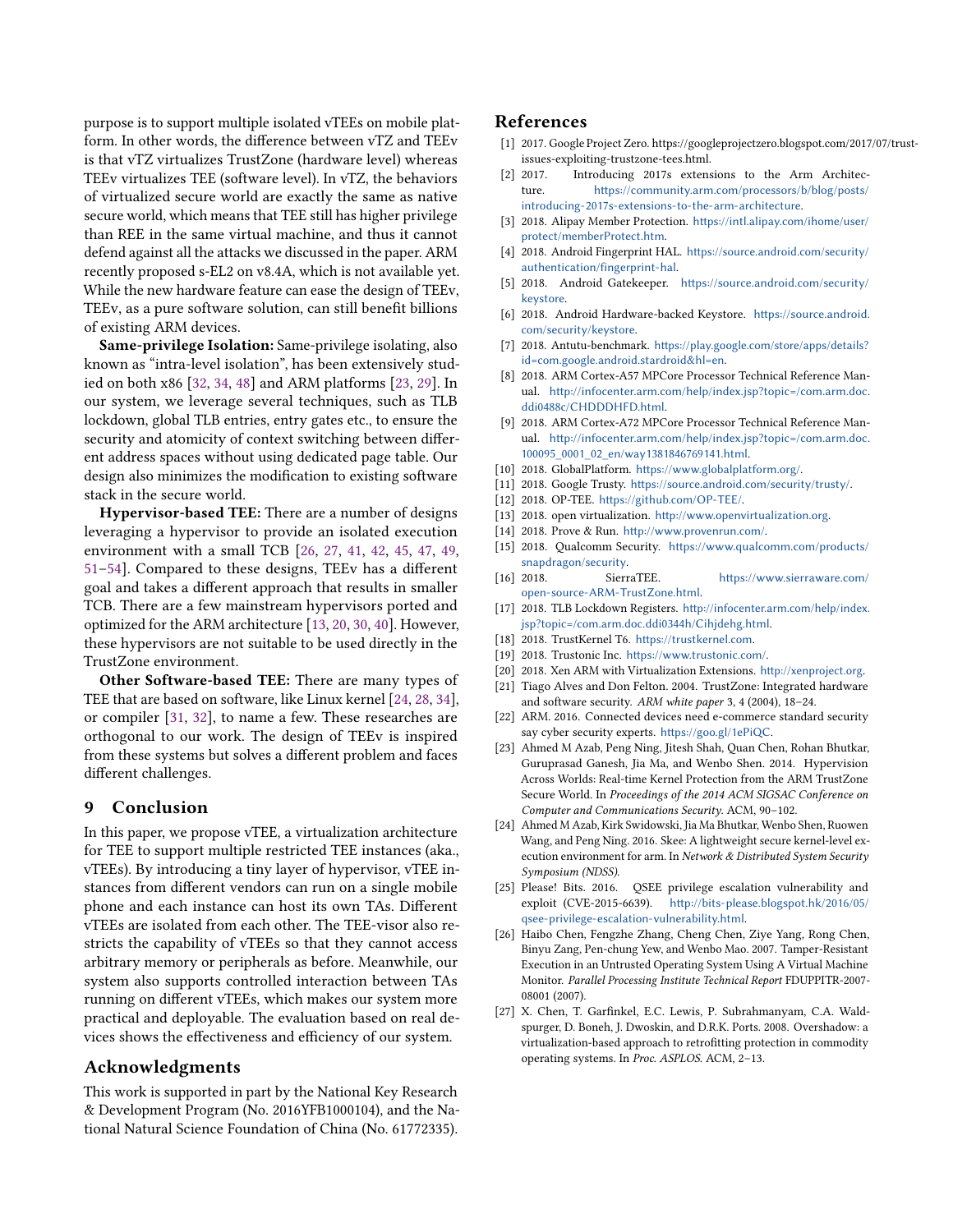purpose is to support multiple isolated vTEEs on mobile platform. In other words, the difference between vTZ and TEEv is that vTZ virtualizes TrustZone (hardware level) whereas TEEv virtualizes TEE (software level). In vTZ, the behaviors of virtualized secure world are exactly the same as native secure world, which means that TEE still has higher privilege than REE in the same virtual machine, and thus it cannot defend against all the attacks we discussed in the paper. ARM recently proposed s-EL2 on v8.4A, which is not available yet. While the new hardware feature can ease the design of TEEv, TEEv, as a pure software solution, can still benefit billions of existing ARM devices.

**Same-privilege Isolation:** Same-privilege isolating, also known as "intra-level isolation", has been extensively studied on both x86 [32, 34, 48] and ARM platforms [23, 29]. In our system, we leverage several techniques, such as TLB lockdown, global TLB entries, entry gates etc., to ensure the security and atomicity of context switching between different address spaces without using dedicated page table. Our design also minimizes the modification to existing software stack in the secure world.

**Hypervisor-based TEE:** There are a number of designs leveraging a hypervisor to provide an isolated execution environment with a small TCB [26, 27, 41, 42, 45, 47, 49, 51–54]. Compared to these designs, TEEv has a different goal and takes a different approach that results in smaller TCB. There are a few mainstream hypervisors ported and optimized for the ARM architecture [13, 20, 30, 40]. However, these hypervisors are not suitable to be used directly in the TrustZone environment.

**Other Software-based TEE:** There are many types of TEE that are based on software, like Linux kernel [24, 28, 34], or compiler [31, 32], to name a few. These researches are orthogonal to our work. The design of TEEv is inspired from these systems but solves a different problem and faces different challenges.

## 9 Conclusion

In this paper, we propose vTEE, a virtualization architecture for TEE to support multiple restricted TEE instances (aka., vTEEs). By introducing a tiny layer of hypervisor, vTEE instances from different vendors can run on a single mobile phone and each instance can host its own TAs. Different vTEEs are isolated from each other. The TEE-visor also restricts the capability of vTEEs so that they cannot access arbitrary memory or peripherals as before. Meanwhile, our system also supports controlled interaction between TAs running on different vTEEs, which makes our system more practical and deployable. The evaluation based on real devices shows the effectiveness and efficiency of our system.

## Acknowledgments

This work is supported in part by the National Key Research & Development Program (No. 2016YFB1000104), and the National Natural Science Foundation of China (No. 61772335).

## References

[1] 2017. Google Project Zero. https://googleprojectzero.blogspot.com/2017/07/trust-issues-exploiting-trustzone-tees.html.

[2] 2017. Introducing 2017s extensions to the Arm Architecture. https://community.arm.com/processors/b/blog/posts/introducing-2017s-extensions-to-the-arm-architecture.

[3] 2018. Alipay Member Protection. https://intl.alipay.com/ihome/user/protect/memberProtect.htm.

[4] 2018. Android Fingerprint HAL. https://source.android.com/security/authentication/fingerprint-hal.

[5] 2018. Android Gatekeeper. https://source.android.com/security/keystore.

[6] 2018. Android Hardware-backed Keystore. https://source.android.com/security/keystore.

[7] 2018. Antutu-benchmark. https://play.google.com/store/apps/details?id=com.google.android.stardroid&hl=en.

[8] 2018. ARM Cortex-A57 MPCore Processor Technical Reference Manual. http://infocenter.arm.com/help/index.jsp?topic=/com.arm.doc.ddi0488c/CHDDDHFD.html.

[9] 2018. ARM Cortex-A72 MPCore Processor Technical Reference Manual. http://infocenter.arm.com/help/index.jsp?topic=/com.arm.doc.100095_0001_02_en/way1381846769141.html.

[10] 2018. GlobalPlatform. https://www.globalplatform.org/.

[11] 2018. Google Trusty. https://source.android.com/security/trusty/.

[12] 2018. OP-TEE. https://github.com/OP-TEE/.

[13] 2018. open virtualization. http://www.openvirtualization.org.

[14] 2018. Prove & Run. http://www.provenrun.com/.

[15] 2018. Qualcomm Security. https://www.qualcomm.com/products/snapdragon/security.

[16] 2018. SierraTEE. https://www.sierraware.com/open-source-ARM-TrustZone.html.

[17] 2018. TLB Lockdown Registers. http://infocenter.arm.com/help/index.jsp?topic=/com.arm.doc.ddi0344h/Cihjdehg.html.

[18] 2018. TrustKernel T6. https://trustkernel.com.

[19] 2018. Trustonic Inc. https://www.trustonic.com/.

[20] 2018. Xen ARM with Virtualization Extensions. http://xenproject.org.

[21] Tiago Alves and Don Felton. 2004. TrustZone: Integrated hardware and software security. *ARM white paper* 3, 4 (2004), 18–24.

[22] ARM. 2016. Connected devices need e-commerce standard security say cyber security experts. https://goo.gl/1ePiQC.

[23] Ahmed M Azab, Peng Ning, Jitesh Shah, Quan Chen, Rohan Bhutkar, Guruprasad Ganesh, Jia Ma, and Wenbo Shen. 2014. Hypervision Across Worlds: Real-time Kernel Protection from the ARM TrustZone Secure World. In *Proceedings of the 2014 ACM SIGSAC Conference on Computer and Communications Security*. ACM, 90–102.

[24] Ahmed M Azab, Kirk Swidowski, Jia Ma Bhutkar, Wenbo Shen, Ruowen Wang, and Peng Ning. 2016. Skee: A lightweight secure kernel-level execution environment for arm. In *Network & Distributed System Security Symposium (NDSS)*.

[25] Please! Bits. 2016. QSEE privilege escalation vulnerability and exploit (CVE-2015-6639). http://bits-please.blogspot.hk/2016/05/qsee-privilege-escalation-vulnerability.html.

[26] Haibo Chen, Fengzhe Zhang, Cheng Chen, Ziye Yang, Rong Chen, Binyu Zang, Pen-chung Yew, and Wenbo Mao. 2007. Tamper-Resistant Execution in an Untrusted Operating System Using A Virtual Machine Monitor. *Parallel Processing Institute Technical Report* FDUPPITR-2007-08001 (2007).

[27] X. Chen, T. Garfinkel, E.C. Lewis, P. Subrahmanyam, C.A. Waldspurger, D. Boneh, J. Dwoskin, and D.R.K. Ports. 2008. Overshadow: a virtualization-based approach to retrofitting protection in commodity operating systems. In *Proc. ASPLOS*. ACM, 2–13.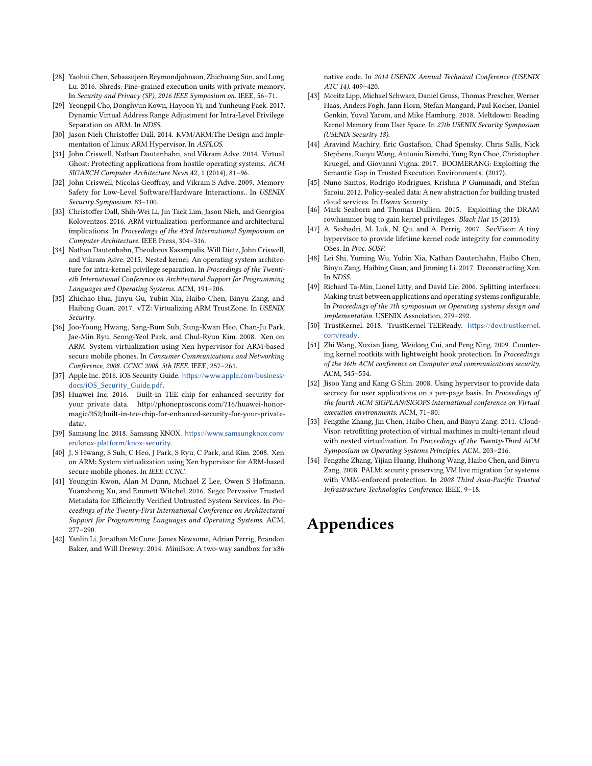[28] Yaohui Chen, Sebassujeen Reymondjohnson, Zhichuang Sun, and Long Lu. 2016. Shreds: Fine-grained execution units with private memory. In *Security and Privacy (SP), 2016 IEEE Symposium on*. IEEE, 56–71.

[29] Yeongpil Cho, Donghyun Kown, Hayoon Yi, and Yunheung Paek. 2017. Dynamic Virtual Address Range Adjustment for Intra-Level Privilege Separation on ARM. In *NDSS*.

[30] Jason Nieh Christoffer Dall. 2014. KVM/ARM:The Design and Implementation of Linux ARM Hypervisor. In *ASPLOS*.

[31] John Criswell, Nathan Dautenhahn, and Vikram Adve. 2014. Virtual Ghost: Protecting applications from hostile operating systems. *ACM SIGARCH Computer Architecture News* 42, 1 (2014), 81–96.

[32] John Criswell, Nicolas Geoffray, and Vikram S Adve. 2009. Memory Safety for Low-Level Software/Hardware Interactions.. In *USENIX Security Symposium*. 83–100.

[33] Christoffer Dall, Shih-Wei Li, Jin Tack Lim, Jason Nieh, and Georgios Koloventzos. 2016. ARM virtualization: performance and architectural implications. In *Proceedings of the 43rd International Symposium on Computer Architecture*. IEEE Press, 304–316.

[34] Nathan Dautenhahn, Theodoros Kasampalis, Will Dietz, John Criswell, and Vikram Adve. 2015. Nested kernel: An operating system architecture for intra-kernel privilege separation. In *Proceedings of the Twentieth International Conference on Architectural Support for Programming Languages and Operating Systems*. ACM, 191–206.

[35] Zhichao Hua, Jinyu Gu, Yubin Xia, Haibo Chen, Binyu Zang, and Haibing Guan. 2017. vTZ: Virtualizing ARM TrustZone. In *USENIX Security*.

[36] Joo-Young Hwang, Sang-Bum Suh, Sung-Kwan Heo, Chan-Ju Park, Jae-Min Ryu, Seong-Yeol Park, and Chul-Ryun Kim. 2008. Xen on ARM: System virtualization using Xen hypervisor for ARM-based secure mobile phones. In *Consumer Communications and Networking Conference, 2008. CCNC 2008. 5th IEEE*. IEEE, 257–261.

[37] Apple Inc. 2016. iOS Security Guide. https://www.apple.com/business/docs/iOS_Security_Guide.pdf.

[38] Huawei Inc. 2016. Built-in TEE chip for enhanced security for your private data. http://phoneproscons.com/716/huawei-honor-magic/352/built-in-tee-chip-for-enhanced-security-for-your-private-data/.

[39] Samsung Inc. 2018. Samsung KNOX. https://www.samsungknox.com/en/knox-platform/knox-security.

[40] J, S Hwang, S Suh, C Heo, J Park, S Ryu, C Park, and Kim. 2008. Xen on ARM: System virtualization using Xen hypervisor for ARM-based secure mobile phones. In *IEEE CCNC*.

[41] Youngjin Kwon, Alan M Dunn, Michael Z Lee, Owen S Hofmann, Yuanzhong Xu, and Emmett Witchel. 2016. Sego: Pervasive Trusted Metadata for Efficiently Verified Untrusted System Services. In *Proceedings of the Twenty-First International Conference on Architectural Support for Programming Languages and Operating Systems*. ACM, 277–290.

[42] Yanlin Li, Jonathan McCune, James Newsome, Adrian Perrig, Brandon Baker, and Will Drewry. 2014. MiniBox: A two-way sandbox for x86 native code. In *2014 USENIX Annual Technical Conference (USENIX ATC 14)*. 409–420.

[43] Moritz Lipp, Michael Schwarz, Daniel Gruss, Thomas Prescher, Werner Haas, Anders Fogh, Jann Horn, Stefan Mangard, Paul Kocher, Daniel Genkin, Yuval Yarom, and Mike Hamburg. 2018. Meltdown: Reading Kernel Memory from User Space. In *27th USENIX Security Symposium (USENIX Security 18)*.

[44] Aravind Machiry, Eric Gustafson, Chad Spensky, Chris Salls, Nick Stephens, Ruoyu Wang, Antonio Bianchi, Yung Ryn Choe, Christopher Kruegel, and Giovanni Vigna. 2017. BOOMERANG: Exploiting the Semantic Gap in Trusted Execution Environments. (2017).

[45] Nuno Santos, Rodrigo Rodrigues, Krishna P Gummadi, and Stefan Saroiu. 2012. Policy-sealed data: A new abstraction for building trusted cloud services. In *Usenix Security*.

[46] Mark Seaborn and Thomas Dullien. 2015. Exploiting the DRAM rowhammer bug to gain kernel privileges. *Black Hat* 15 (2015).

[47] A. Seshadri, M. Luk, N. Qu, and A. Perrig. 2007. SecVisor: A tiny hypervisor to provide lifetime kernel code integrity for commodity OSes. In *Proc. SOSP*.

[48] Lei Shi, Yuming Wu, Yubin Xia, Nathan Dautenhahn, Haibo Chen, Binyu Zang, Haibing Guan, and Jinming Li. 2017. Deconstructing Xen. In *NDSS*.

[49] Richard Ta-Min, Lionel Litty, and David Lie. 2006. Splitting interfaces: Making trust between applications and operating systems configurable. In *Proceedings of the 7th symposium on Operating systems design and implementation*. USENIX Association, 279–292.

[50] TrustKernel. 2018. TrustKernel TEEReady. https://dev.trustkernel.com/ready.

[51] Zhi Wang, Xuxian Jiang, Weidong Cui, and Peng Ning. 2009. Countering kernel rootkits with lightweight hook protection. In *Proceedings of the 16th ACM conference on Computer and communications security*. ACM, 545–554.

[52] Jisoo Yang and Kang G Shin. 2008. Using hypervisor to provide data secrecy for user applications on a per-page basis. In *Proceedings of the fourth ACM SIGPLAN/SIGOPS international conference on Virtual execution environments*. ACM, 71–80.

[53] Fengzhe Zhang, Jin Chen, Haibo Chen, and Binyu Zang. 2011. CloudVisor: retrofitting protection of virtual machines in multi-tenant cloud with nested virtualization. In *Proceedings of the Twenty-Third ACM Symposium on Operating Systems Principles*. ACM, 203–216.

[54] Fengzhe Zhang, Yijian Huang, Huihong Wang, Haibo Chen, and Binyu Zang. 2008. PALM: security preserving VM live migration for systems with VMM-enforced protection. In *2008 Third Asia-Pacific Trusted Infrastructure Technologies Conference*. IEEE, 9–18.

# Appendices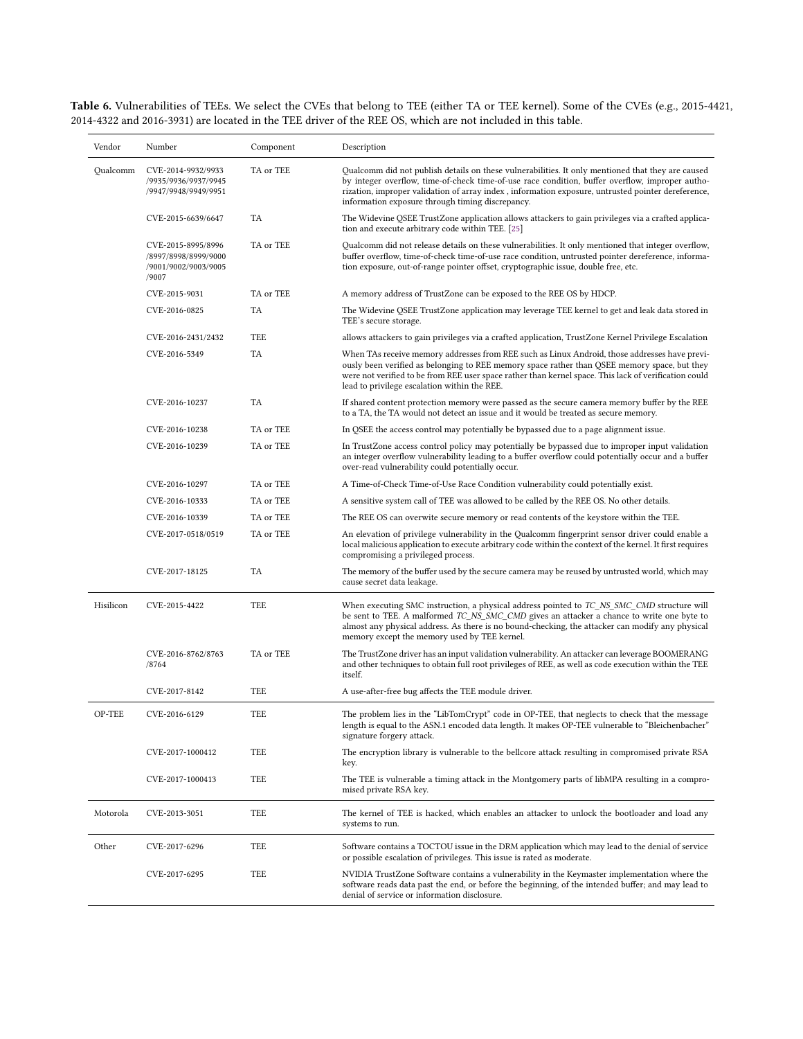**Table 6.** Vulnerabilities of TEEs. We select the CVEs that belong to TEE (either TA or TEE kernel). Some of the CVEs (e.g., 2015-4421, 2014-4322 and 2016-3931) are located in the TEE driver of the REE OS, which are not included in this table.

| Vendor | Number | Component | Description |
|---|---|---|---|
| Qualcomm | CVE-2014-9932/9933 /9935/9936/9937/9945 /9947/9948/9949/9951 | TA or TEE | Qualcomm did not publish details on these vulnerabilities. It only mentioned that they are caused by integer overflow, time-of-check time-of-use race condition, buffer overflow, improper authorization, improper validation of array index , information exposure, untrusted pointer dereference, information exposure through timing discrepancy. |
| | CVE-2015-6639/6647 | TA | The Widevine QSEE TrustZone application allows attackers to gain privileges via a crafted application and execute arbitrary code within TEE. [25] |
| | CVE-2015-8995/8996 /8997/8998/8999/9000 /9001/9002/9003/9005 /9007 | TA or TEE | Qualcomm did not release details on these vulnerabilities. It only mentioned that integer overflow, buffer overflow, time-of-check time-of-use race condition, untrusted pointer dereference, information exposure, out-of-range pointer offset, cryptographic issue, double free, etc. |
| | CVE-2015-9031 | TA or TEE | A memory address of TrustZone can be exposed to the REE OS by HDCP. |
| | CVE-2016-0825 | TA | The Widevine QSEE TrustZone application may leverage TEE kernel to get and leak data stored in TEE's secure storage. |
| | CVE-2016-2431/2432 | TEE | allows attackers to gain privileges via a crafted application, TrustZone Kernel Privilege Escalation |
| | CVE-2016-5349 | TA | When TAs receive memory addresses from REE such as Linux Android, those addresses have previously been verified as belonging to REE memory space rather than QSEE memory space, but they were not verified to be from REE user space rather than kernel space. This lack of verification could lead to privilege escalation within the REE. |
| | CVE-2016-10237 | TA | If shared content protection memory were passed as the secure camera memory buffer by the REE to a TA, the TA would not detect an issue and it would be treated as secure memory. |
| | CVE-2016-10238 | TA or TEE | In QSEE the access control may potentially be bypassed due to a page alignment issue. |
| | CVE-2016-10239 | TA or TEE | In TrustZone access control policy may potentially be bypassed due to improper input validation an integer overflow vulnerability leading to a buffer overflow could potentially occur and a buffer over-read vulnerability could potentially occur. |
| | CVE-2016-10297 | TA or TEE | A Time-of-Check Time-of-Use Race Condition vulnerability could potentially exist. |
| | CVE-2016-10333 | TA or TEE | A sensitive system call of TEE was allowed to be called by the REE OS. No other details. |
| | CVE-2016-10339 | TA or TEE | The REE OS can overwite secure memory or read contents of the keystore within the TEE. |
| | CVE-2017-0518/0519 | TA or TEE | An elevation of privilege vulnerability in the Qualcomm fingerprint sensor driver could enable a local malicious application to execute arbitrary code within the context of the kernel. It first requires compromising a privileged process. |
| | CVE-2017-18125 | TA | The memory of the buffer used by the secure camera may be reused by untrusted world, which may cause secret data leakage. |
| Hisilicon | CVE-2015-4422 | TEE | When executing SMC instruction, a physical address pointed to *TC_NS_SMC_CMD* structure will be sent to TEE. A malformed *TC_NS_SMC_CMD* gives an attacker a chance to write one byte to almost any physical address. As there is no bound-checking, the attacker can modify any physical memory except the memory used by TEE kernel. |
| | CVE-2016-8762/8763 /8764 | TA or TEE | The TrustZone driver has an input validation vulnerability. An attacker can leverage BOOMERANG and other techniques to obtain full root privileges of REE, as well as code execution within the TEE itself. |
| | CVE-2017-8142 | TEE | A use-after-free bug affects the TEE module driver. |
| OP-TEE | CVE-2016-6129 | TEE | The problem lies in the "LibTomCrypt" code in OP-TEE, that neglects to check that the message length is equal to the ASN.1 encoded data length. It makes OP-TEE vulnerable to "Bleichenbacher" signature forgery attack. |
| | CVE-2017-1000412 | TEE | The encryption library is vulnerable to the bellcore attack resulting in compromised private RSA key. |
| | CVE-2017-1000413 | TEE | The TEE is vulnerable a timing attack in the Montgomery parts of libMPA resulting in a compromised private RSA key. |
| Motorola | CVE-2013-3051 | TEE | The kernel of TEE is hacked, which enables an attacker to unlock the bootloader and load any systems to run. |
| Other | CVE-2017-6296 | TEE | Software contains a TOCTOU issue in the DRM application which may lead to the denial of service or possible escalation of privileges. This issue is rated as moderate. |
| | CVE-2017-6295 | TEE | NVIDIA TrustZone Software contains a vulnerability in the Keymaster implementation where the software reads data past the end, or before the beginning, of the intended buffer; and may lead to denial of service or information disclosure. |